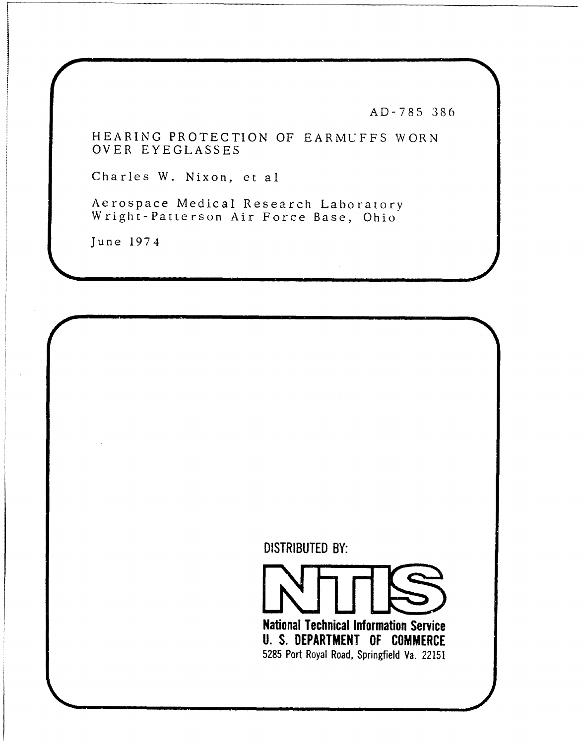AD-785 386

# HEARING PROTECTION OF EARMUFFS WORN OVER EYEGLASSES

Charles W. Nixon, et al

Aerospace Medical Research Laboratory
Wright-Patterson Air Force Base, Ohio

June 1974

DISTRIBUTED BY:

**NTIS**

**National Technical Information Service**
**U. S. DEPARTMENT OF COMMERCE**
5285 Port Royal Road, Springfield Va. 22151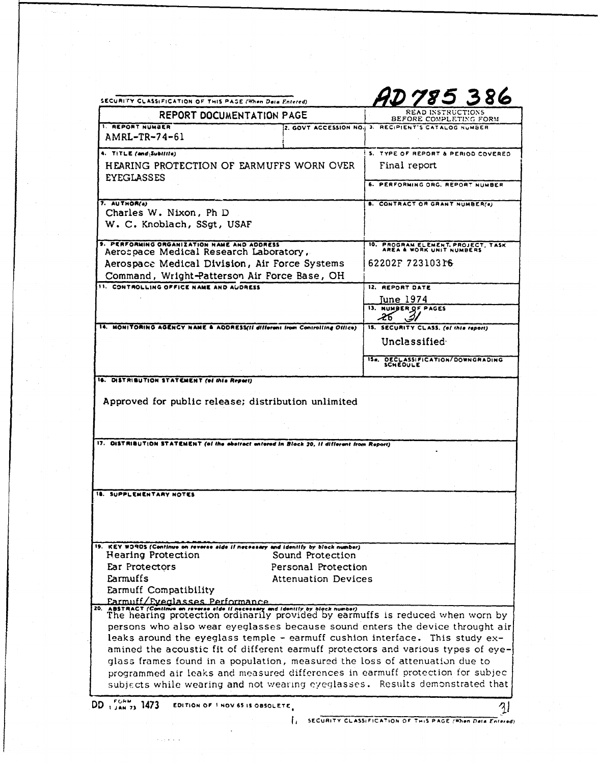SECURITY CLASSIFICATION OF THIS PAGE (When Data Entered)

AD 785 386

# REPORT DOCUMENTATION PAGE

READ INSTRUCTIONS BEFORE COMPLETING FORM

| | | |
|---|---|---|
| 1. REPORT NUMBER<br>AMRL-TR-74-61 | 2. GOVT ACCESSION NO. | 3. RECIPIENT'S CATALOG NUMBER |
| 4. TITLE (and Subtitle)<br>HEARING PROTECTION OF EARMUFFS WORN OVER EYEGLASSES | | 5. TYPE OF REPORT & PERIOD COVERED<br>Final report |
| | | 6. PERFORMING ORG. REPORT NUMBER |
| 7. AUTHOR(s)<br>Charles W. Nixon, Ph D<br>W. C. Knoblach, SSgt, USAF | | 8. CONTRACT OR GRANT NUMBER(s) |
| 9. PERFORMING ORGANIZATION NAME AND ADDRESS<br>Aerospace Medical Research Laboratory, Aerospace Medical Division, Air Force Systems Command, Wright-Patterson Air Force Base, OH | | 10. PROGRAM ELEMENT, PROJECT, TASK AREA & WORK UNIT NUMBERS<br>62202F 72310316 |
| 11. CONTROLLING OFFICE NAME AND ADDRESS | | 12. REPORT DATE<br>June 1974 |
| | | 13. NUMBER OF PAGES<br>~~26~~ 31 |
| 14. MONITORING AGENCY NAME & ADDRESS (if different from Controlling Office) | | 15. SECURITY CLASS. (of this report)<br>Unclassified |
| | | 15a. DECLASSIFICATION/DOWNGRADING SCHEDULE |

16. DISTRIBUTION STATEMENT (of this Report)

Approved for public release; distribution unlimited

17. DISTRIBUTION STATEMENT (of the abstract entered in Block 20, if different from Report)

18. SUPPLEMENTARY NOTES

19. KEY WORDS (Continue on reverse side if necessary and identify by block number)

- Hearing Protection
- Ear Protectors
- Earmuffs
- Earmuff Compatibility
- Earmuff/Eyeglasses Performance
- Sound Protection
- Personal Protection
- Attenuation Devices

20. ABSTRACT (Continue on reverse side if necessary and identify by block number)

The hearing protection ordinarily provided by earmuffs is reduced when worn by persons who also wear eyeglasses because sound enters the device throught air leaks around the eyeglass temple - earmuff cushion interface. This study examined the acoustic fit of different earmuff protectors and various types of eyeglass frames found in a population, measured the loss of attenuation due to programmed air leaks and measured differences in earmuff protection for subjec subjects while wearing and not wearing eyeglasses. Results demonstrated that

DD FORM 1 JAN 73 1473 EDITION OF 1 NOV 65 IS OBSOLETE.

SECURITY CLASSIFICATION OF THIS PAGE (When Data Entered)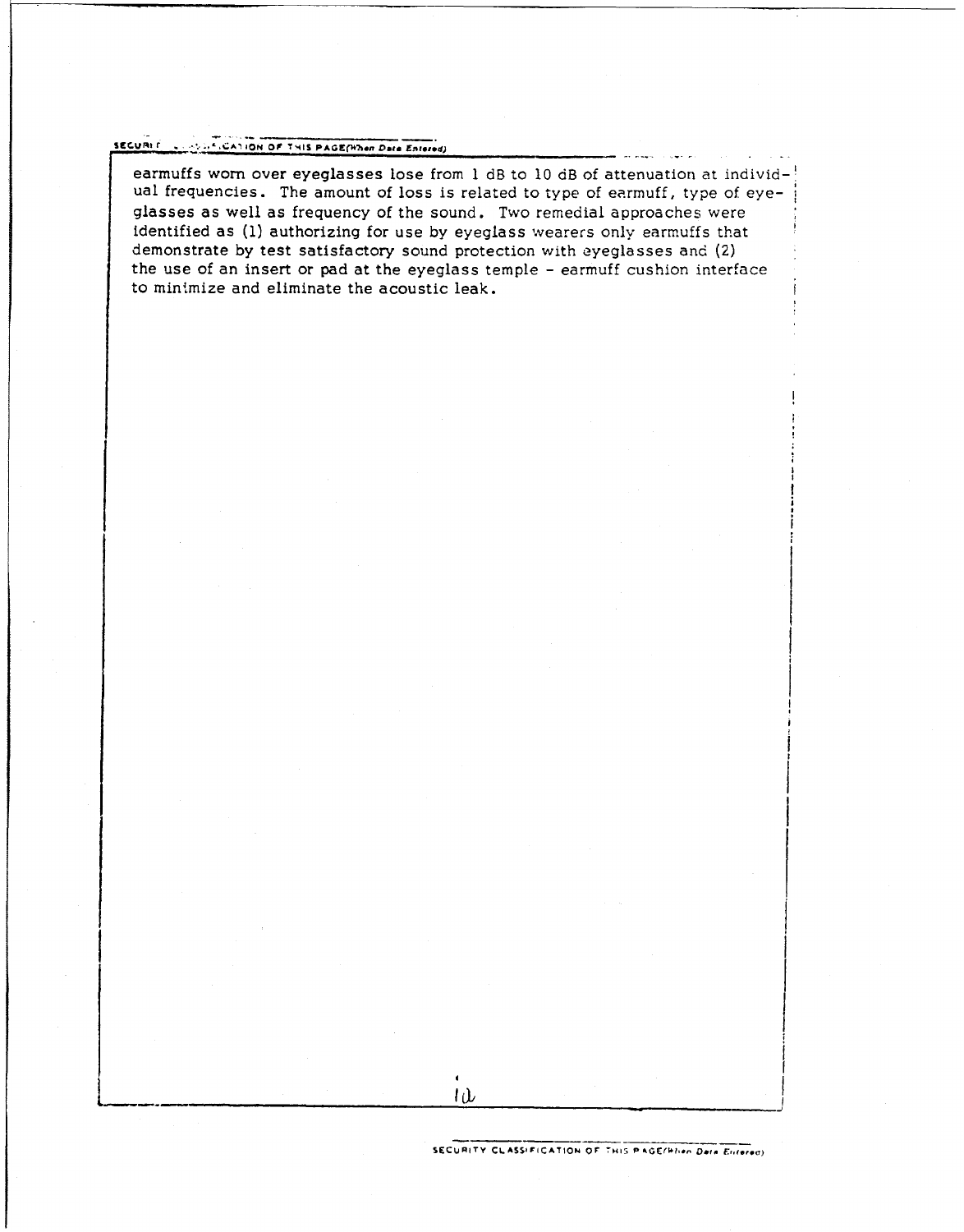earmuffs worn over eyeglasses lose from 1 dB to 10 dB of attenuation at individual frequencies. The amount of loss is related to type of earmuff, type of eyeglasses as well as frequency of the sound. Two remedial approaches were identified as (1) authorizing for use by eyeglass wearers only earmuffs that demonstrate by test satisfactory sound protection with eyeglasses and (2) the use of an insert or pad at the eyeglass temple - earmuff cushion interface to minimize and eliminate the acoustic leak.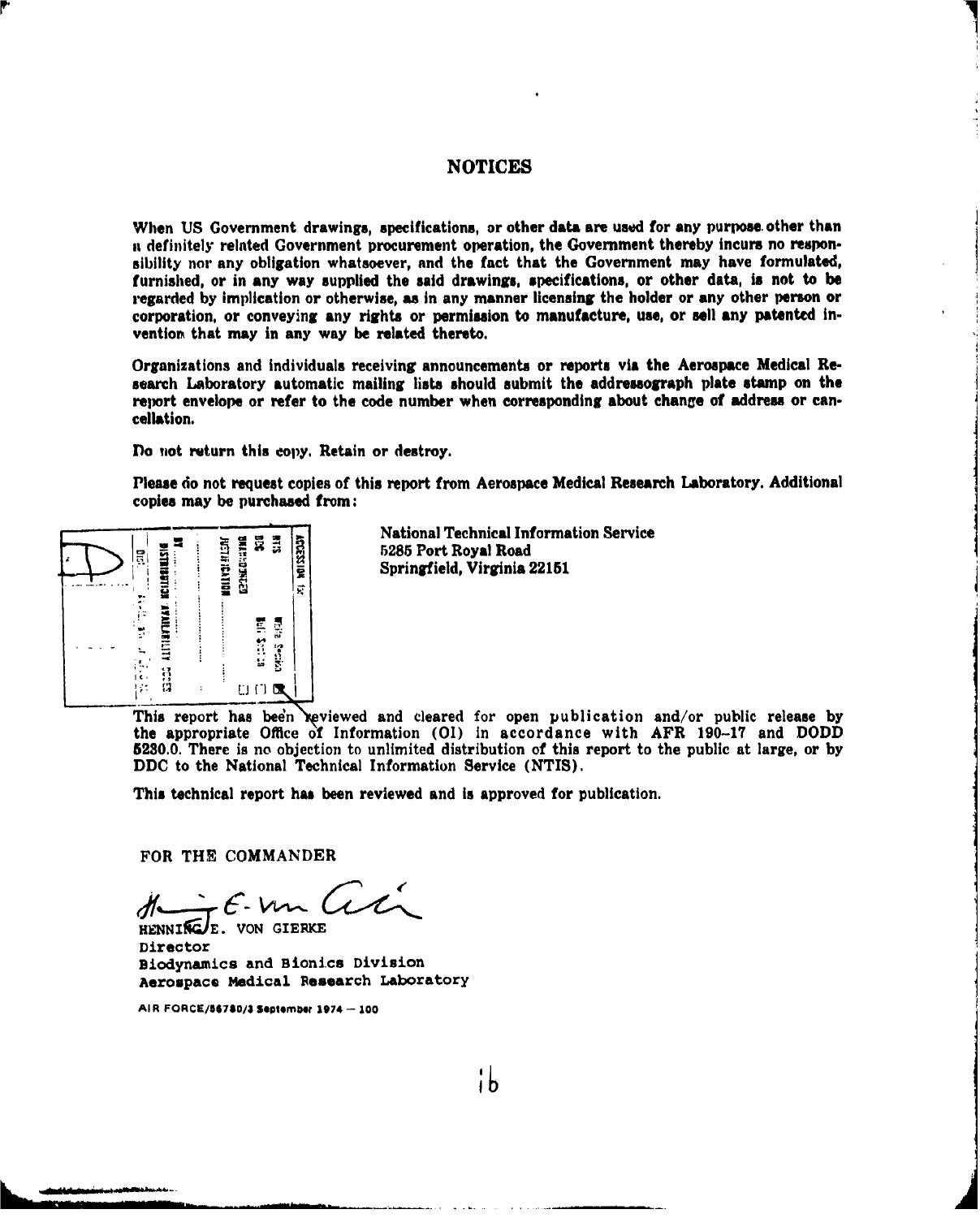# NOTICES

When US Government drawings, specifications, or other data are used for any purpose other than a definitely related Government procurement operation, the Government thereby incurs no responsibility nor any obligation whatsoever, and the fact that the Government may have formulated, furnished, or in any way supplied the said drawings, specifications, or other data, is not to be regarded by implication or otherwise, as in any manner licensing the holder or any other person or corporation, or conveying any rights or permission to manufacture, use, or sell any patented invention that may in any way be related thereto.

Organizations and individuals receiving announcements or reports via the Aerospace Medical Research Laboratory automatic mailing lists should submit the addressograph plate stamp on the report envelope or refer to the code number when corresponding about change of address or cancellation.

Do not return this copy. Retain or destroy.

Please do not request copies of this report from Aerospace Medical Research Laboratory. Additional copies may be purchased from:

National Technical Information Service
5285 Port Royal Road
Springfield, Virginia 22151

This report has been reviewed and cleared for open publication and/or public release by the appropriate Office of Information (OI) in accordance with AFR 190-17 and DODD 5230.0. There is no objection to unlimited distribution of this report to the public at large, or by DDC to the National Technical Information Service (NTIS).

This technical report has been reviewed and is approved for publication.

FOR THE COMMANDER

HENNING E. VON GIERKE
Director
Biodynamics and Bionics Division
Aerospace Medical Research Laboratory

AIR FORCE/56780/3 September 1974 — 100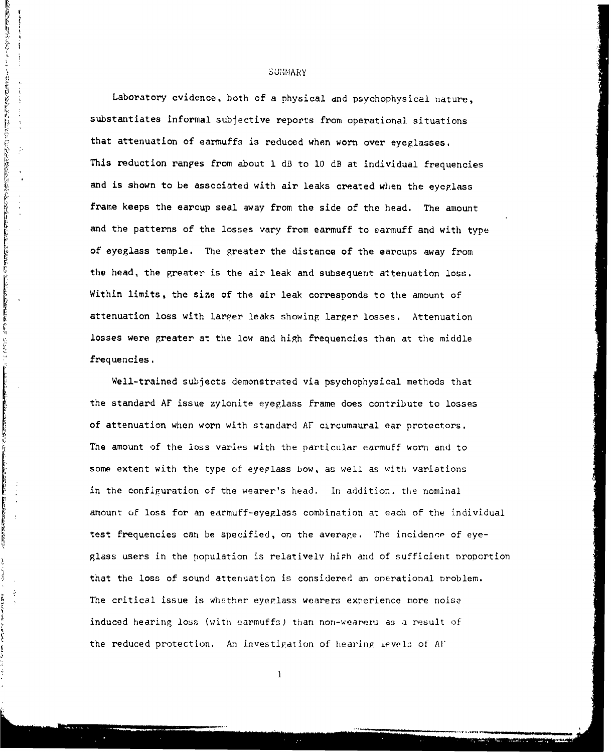## SUMMARY

Laboratory evidence, both of a physical and psychophysical nature, substantiates informal subjective reports from operational situations that attenuation of earmuffs is reduced when worn over eyeglasses. This reduction ranges from about 1 dB to 10 dB at individual frequencies and is shown to be associated with air leaks created when the eyeglass frame keeps the earcup seal away from the side of the head. The amount and the patterns of the losses vary from earmuff to earmuff and with type of eyeglass temple. The greater the distance of the earcups away from the head, the greater is the air leak and subsequent attenuation loss. Within limits, the size of the air leak corresponds to the amount of attenuation loss with larger leaks showing larger losses. Attenuation losses were greater at the low and high frequencies than at the middle frequencies.

Well-trained subjects demonstrated via psychophysical methods that the standard AF issue zylonite eyeglass frame does contribute to losses of attenuation when worn with standard AF circumaural ear protectors. The amount of the loss varies with the particular earmuff worn and to some extent with the type of eyeglass bow, as well as with variations in the configuration of the wearer's head. In addition, the nominal amount of loss for an earmuff-eyeglass combination at each of the individual test frequencies can be specified, on the average. The incidence of eyeglass users in the population is relatively high and of sufficient proportion that the loss of sound attenuation is considered an operational problem. The critical issue is whether eyeglass wearers experience more noise induced hearing loss (with earmuffs) than non-wearers as a result of the reduced protection. An investigation of hearing levels of AF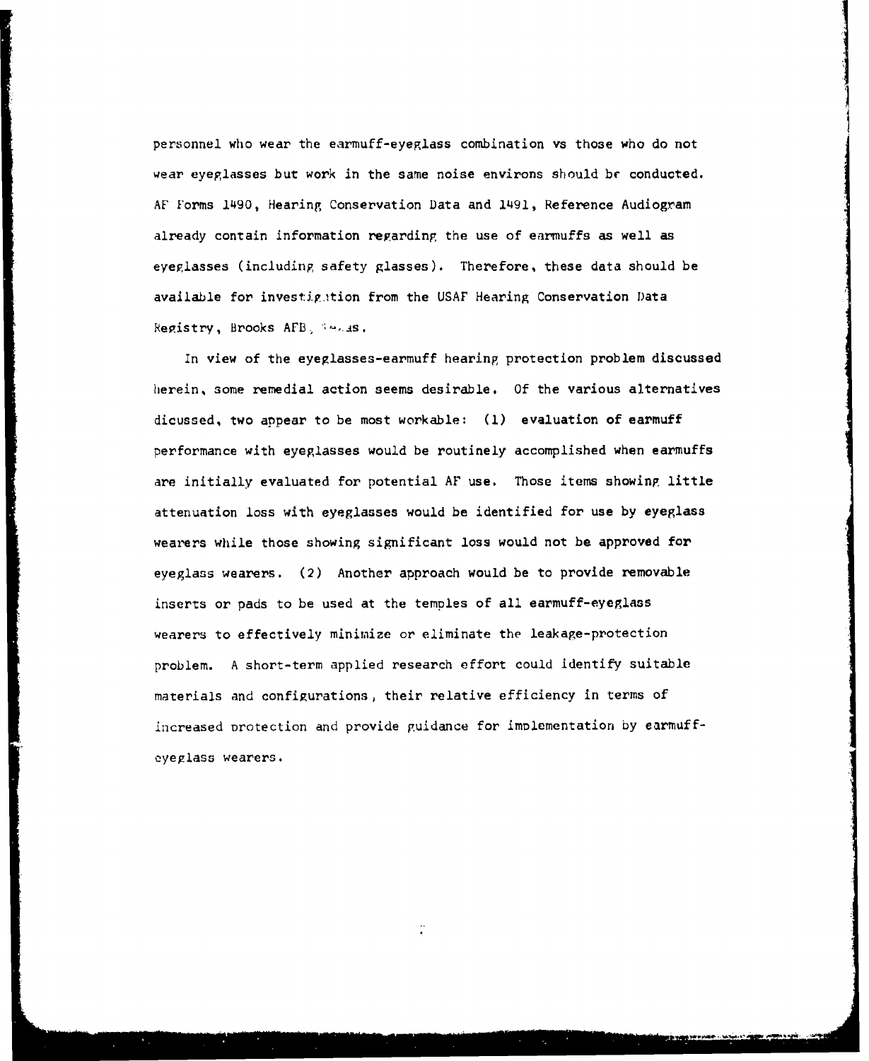personnel who wear the earmuff-eyeglass combination vs those who do not wear eyeglasses but work in the same noise environs should be conducted. AF Forms 1490, Hearing Conservation Data and 1491, Reference Audiogram already contain information regarding the use of earmuffs as well as eyeglasses (including safety glasses). Therefore, these data should be available for investigation from the USAF Hearing Conservation Data Registry, Brooks AFB, Texas.

In view of the eyeglasses-earmuff hearing protection problem discussed herein, some remedial action seems desirable. Of the various alternatives dicussed, two appear to be most workable: (1) evaluation of earmuff performance with eyeglasses would be routinely accomplished when earmuffs are initially evaluated for potential AF use. Those items showing little attenuation loss with eyeglasses would be identified for use by eyeglass wearers while those showing significant loss would not be approved for eyeglass wearers. (2) Another approach would be to provide removable inserts or pads to be used at the temples of all earmuff-eyeglass wearers to effectively minimize or eliminate the leakage-protection problem. A short-term applied research effort could identify suitable materials and configurations, their relative efficiency in terms of increased protection and provide guidance for implementation by earmuff-eyeglass wearers.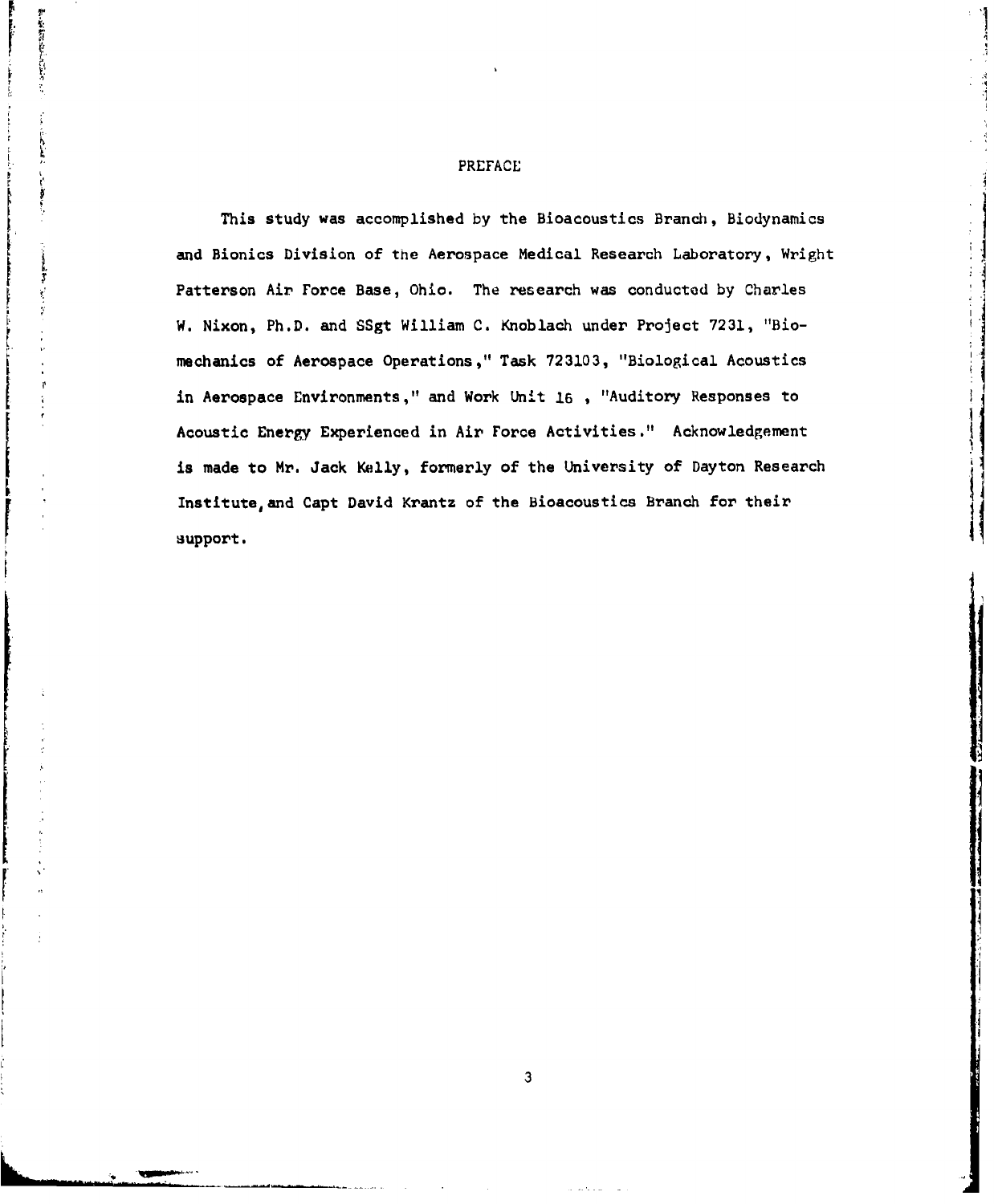# PREFACE

This study was accomplished by the Bioacoustics Branch, Biodynamics and Bionics Division of the Aerospace Medical Research Laboratory, Wright Patterson Air Force Base, Ohio. The research was conducted by Charles W. Nixon, Ph.D. and SSgt William C. Knoblach under Project 7231, "Biomechanics of Aerospace Operations," Task 723103, "Biological Acoustics in Aerospace Environments," and Work Unit 16 , "Auditory Responses to Acoustic Energy Experienced in Air Force Activities." Acknowledgement is made to Mr. Jack Kelly, formerly of the University of Dayton Research Institute, and Capt David Krantz of the Bioacoustics Branch for their support.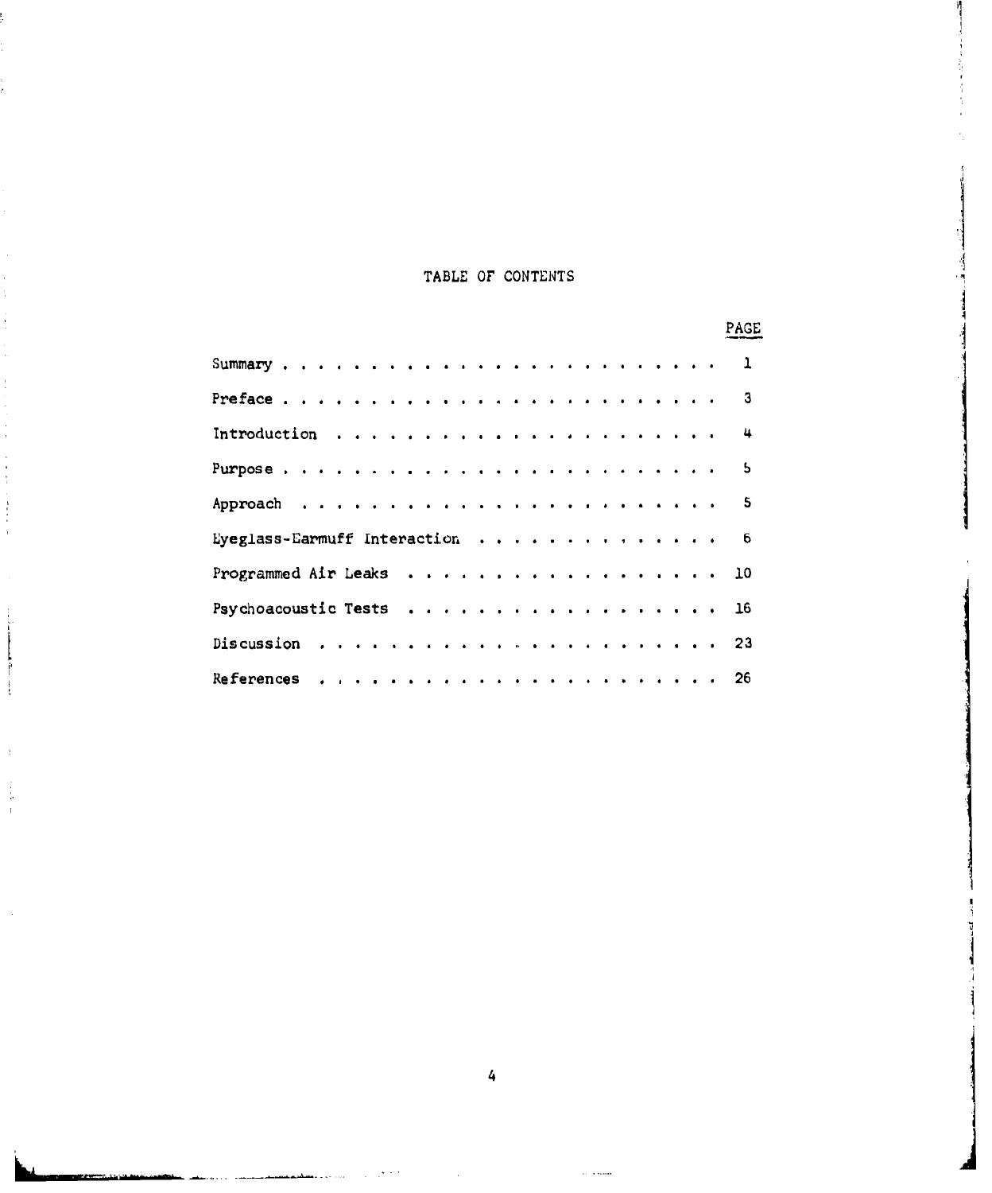# TABLE OF CONTENTS

| | PAGE |
|---|---|
| Summary | 1 |
| Preface | 3 |
| Introduction | 4 |
| Purpose | 5 |
| Approach | 5 |
| Eyeglass-Earmuff Interaction | 6 |
| Programmed Air Leaks | 10 |
| Psychoacoustic Tests | 16 |
| Discussion | 23 |
| References | 26 |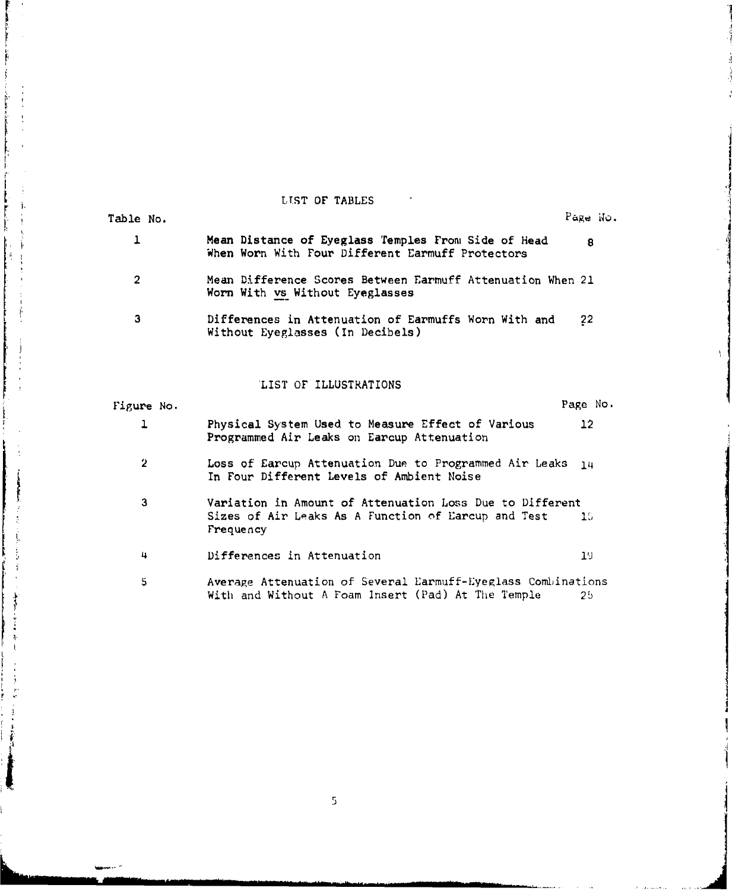## LIST OF TABLES

| Table No. | | Page No. |
|---|---|---|
| 1 | Mean Distance of Eyeglass Temples From Side of Head When Worn With Four Different Earmuff Protectors | 8 |
| 2 | Mean Difference Scores Between Earmuff Attenuation When Worn With *vs* Without Eyeglasses | 21 |
| 3 | Differences in Attenuation of Earmuffs Worn With and Without Eyeglasses (In Decibels) | 22 |

## LIST OF ILLUSTRATIONS

| Figure No. | | Page No. |
|---|---|---|
| 1 | Physical System Used to Measure Effect of Various Programmed Air Leaks on Earcup Attenuation | 12 |
| 2 | Loss of Earcup Attenuation Due to Programmed Air Leaks In Four Different Levels of Ambient Noise | 14 |
| 3 | Variation in Amount of Attenuation Loss Due to Different Sizes of Air Leaks As A Function of Earcup and Test Frequency | 15 |
| 4 | Differences in Attenuation | 19 |
| 5 | Average Attenuation of Several Earmuff-Eyeglass Combinations With and Without A Foam Insert (Pad) At The Temple | 25 |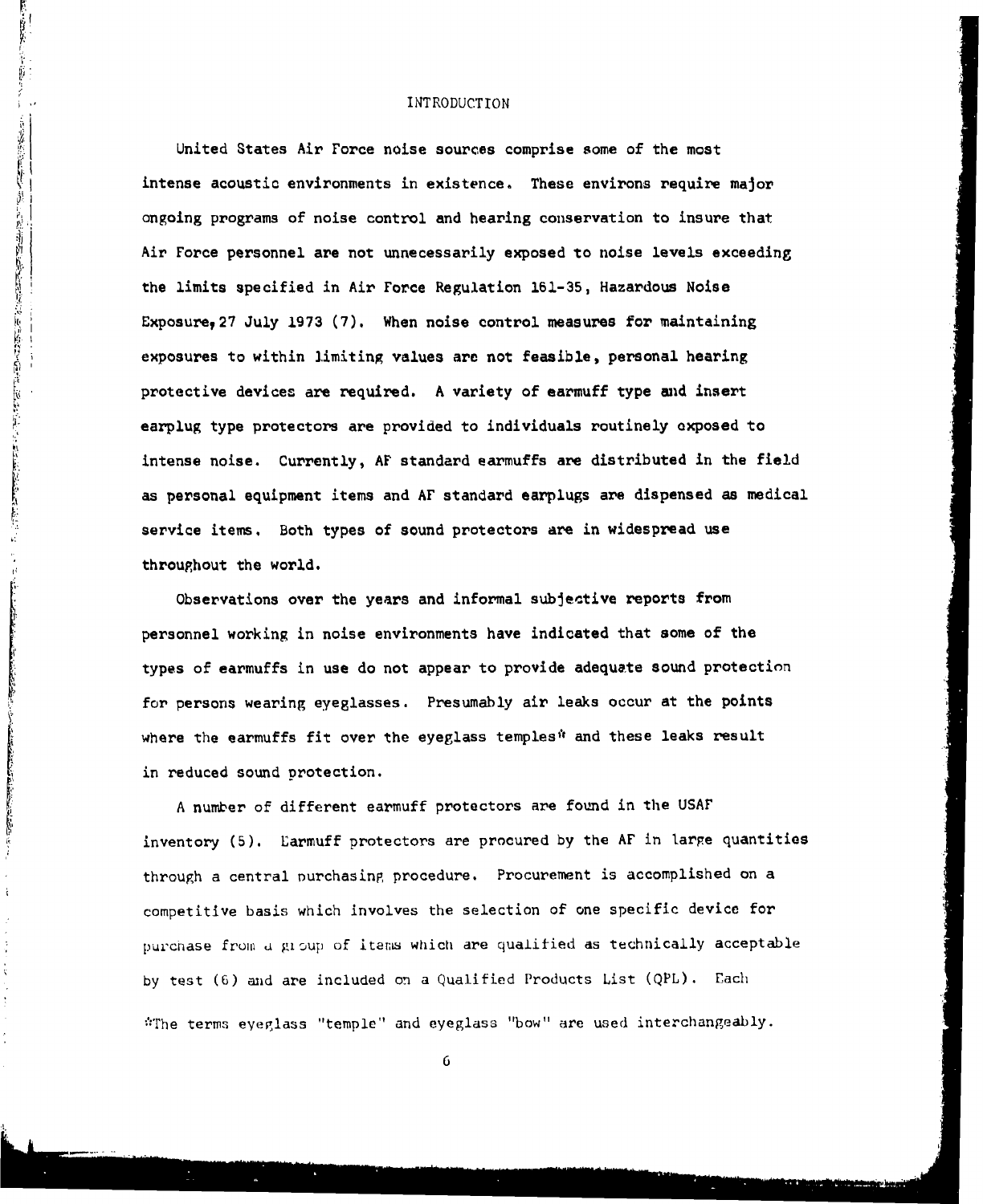# INTRODUCTION

United States Air Force noise sources comprise some of the most intense acoustic environments in existence. These environs require major ongoing programs of noise control and hearing conservation to insure that Air Force personnel are not unnecessarily exposed to noise levels exceeding the limits specified in Air Force Regulation 161-35, Hazardous Noise Exposure, 27 July 1973 (7). When noise control measures for maintaining exposures to within limiting values are not feasible, personal hearing protective devices are required. A variety of earmuff type and insert earplug type protectors are provided to individuals routinely exposed to intense noise. Currently, AF standard earmuffs are distributed in the field as personal equipment items and AF standard earplugs are dispensed as medical service items. Both types of sound protectors are in widespread use throughout the world.

Observations over the years and informal subjective reports from personnel working in noise environments have indicated that some of the types of earmuffs in use do not appear to provide adequate sound protection for persons wearing eyeglasses. Presumably air leaks occur at the points where the earmuffs fit over the eyeglass temples* and these leaks result in reduced sound protection.

A number of different earmuff protectors are found in the USAF inventory (5). Earmuff protectors are procured by the AF in large quantities through a central purchasing procedure. Procurement is accomplished on a competitive basis which involves the selection of one specific device for purchase from a group of items which are qualified as technically acceptable by test (6) and are included on a Qualified Products List (QPL). Each

*The terms eyeglass "temple" and eyeglass "bow" are used interchangeably.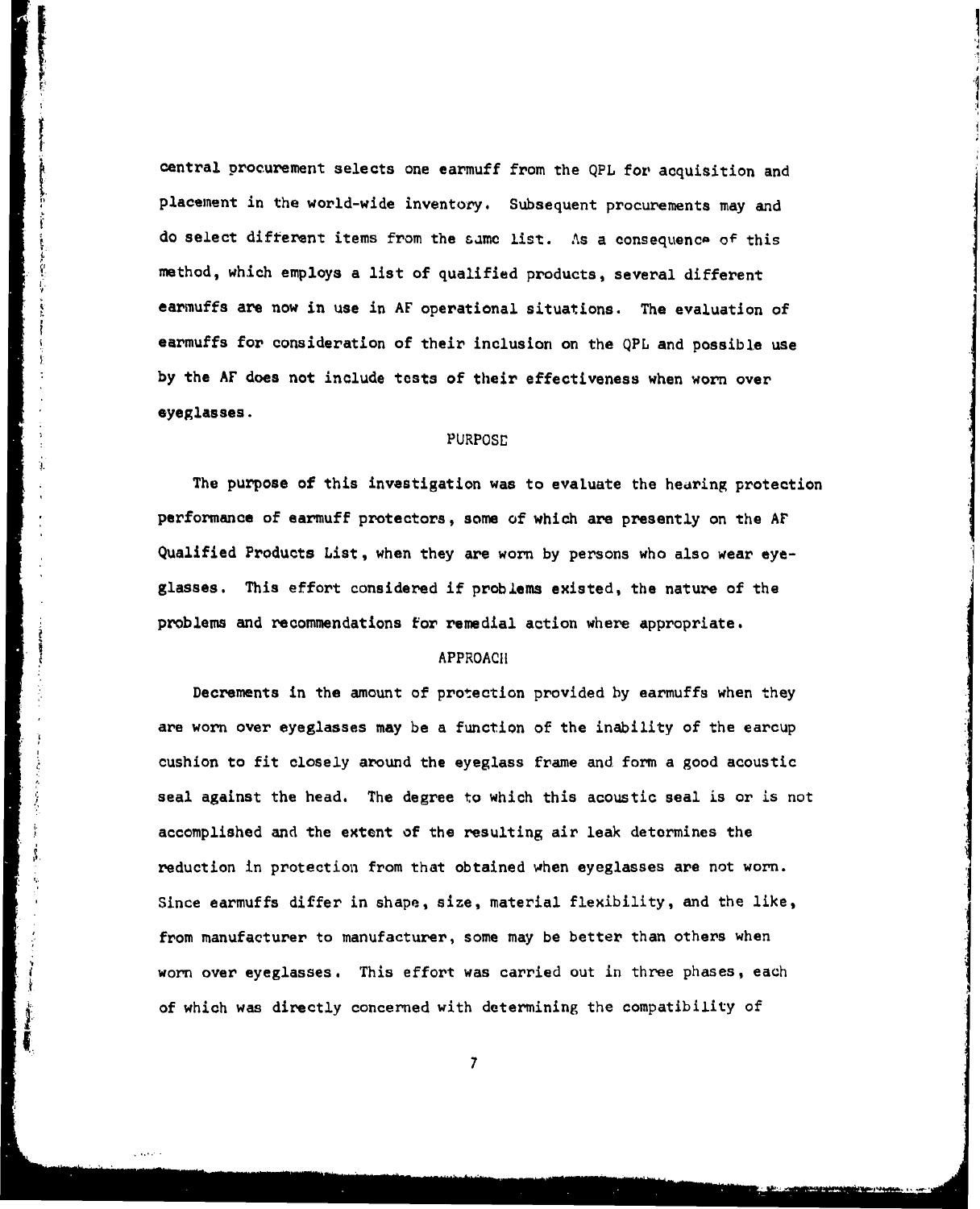central procurement selects one earmuff from the QPL for acquisition and placement in the world-wide inventory. Subsequent procurements may and do select different items from the same list. As a consequence of this method, which employs a list of qualified products, several different earmuffs are now in use in AF operational situations. The evaluation of earmuffs for consideration of their inclusion on the QPL and possible use by the AF does not include tests of their effectiveness when worn over eyeglasses.

## PURPOSE

The purpose of this investigation was to evaluate the hearing protection performance of earmuff protectors, some of which are presently on the AF Qualified Products List, when they are worn by persons who also wear eyeglasses. This effort considered if problems existed, the nature of the problems and recommendations for remedial action where appropriate.

## APPROACH

Decrements in the amount of protection provided by earmuffs when they are worn over eyeglasses may be a function of the inability of the earcup cushion to fit closely around the eyeglass frame and form a good acoustic seal against the head. The degree to which this acoustic seal is or is not accomplished and the extent of the resulting air leak determines the reduction in protection from that obtained when eyeglasses are not worn. Since earmuffs differ in shape, size, material flexibility, and the like, from manufacturer to manufacturer, some may be better than others when worn over eyeglasses. This effort was carried out in three phases, each of which was directly concerned with determining the compatibility of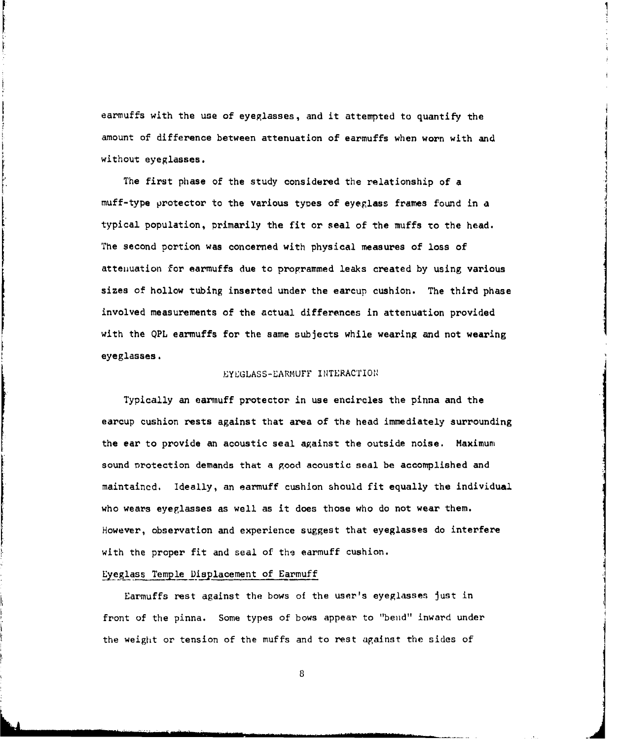earmuffs with the use of eyeglasses, and it attempted to quantify the amount of difference between attenuation of earmuffs when worn with and without eyeglasses.

The first phase of the study considered the relationship of a muff-type protector to the various types of eyeglass frames found in a typical population, primarily the fit or seal of the muffs to the head. The second portion was concerned with physical measures of loss of attenuation for earmuffs due to programmed leaks created by using various sizes of hollow tubing inserted under the earcup cushion. The third phase involved measurements of the actual differences in attenuation provided with the QPL earmuffs for the same subjects while wearing and not wearing eyeglasses.

## EYEGLASS-EARMUFF INTERACTION

Typically an earmuff protector in use encircles the pinna and the earcup cushion rests against that area of the head immediately surrounding the ear to provide an acoustic seal against the outside noise. Maximum sound protection demands that a good acoustic seal be accomplished and maintained. Ideally, an earmuff cushion should fit equally the individual who wears eyeglasses as well as it does those who do not wear them. However, observation and experience suggest that eyeglasses do interfere with the proper fit and seal of the earmuff cushion.

### Eyeglass Temple Displacement of Earmuff

Earmuffs rest against the bows of the user's eyeglasses just in front of the pinna. Some types of bows appear to "bend" inward under the weight or tension of the muffs and to rest against the sides of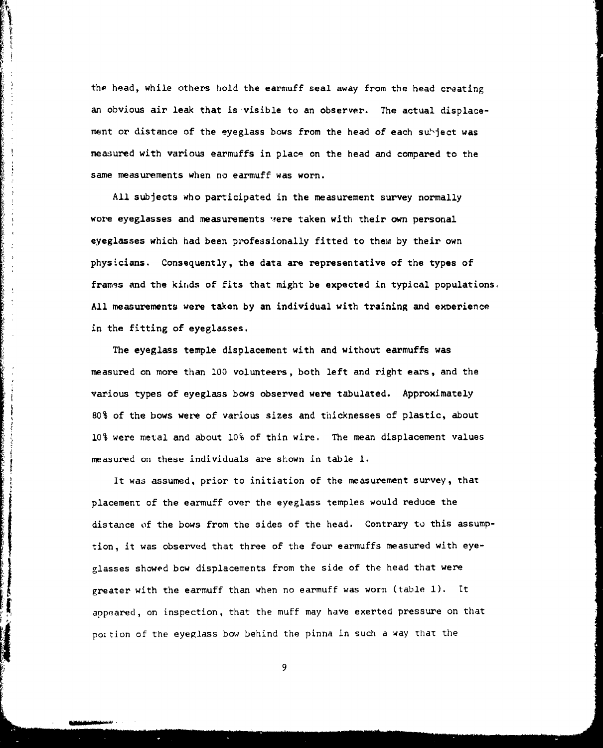the head, while others hold the earmuff seal away from the head creating an obvious air leak that is visible to an observer. The actual displacement or distance of the eyeglass bows from the head of each subject was measured with various earmuffs in place on the head and compared to the same measurements when no earmuff was worn.

All subjects who participated in the measurement survey normally wore eyeglasses and measurements were taken with their own personal eyeglasses which had been professionally fitted to them by their own physicians. Consequently, the data are representative of the types of frames and the kinds of fits that might be expected in typical populations. All measurements were taken by an individual with training and experience in the fitting of eyeglasses.

The eyeglass temple displacement with and without earmuffs was measured on more than 100 volunteers, both left and right ears, and the various types of eyeglass bows observed were tabulated. Approximately 80% of the bows were of various sizes and thicknesses of plastic, about 10% were metal and about 10% of thin wire. The mean displacement values measured on these individuals are shown in table 1.

It was assumed, prior to initiation of the measurement survey, that placement of the earmuff over the eyeglass temples would reduce the distance of the bows from the sides of the head. Contrary to this assumption, it was observed that three of the four earmuffs measured with eyeglasses showed bow displacements from the side of the head that were greater with the earmuff than when no earmuff was worn (table 1). It appeared, on inspection, that the muff may have exerted pressure on that portion of the eyeglass bow behind the pinna in such a way that the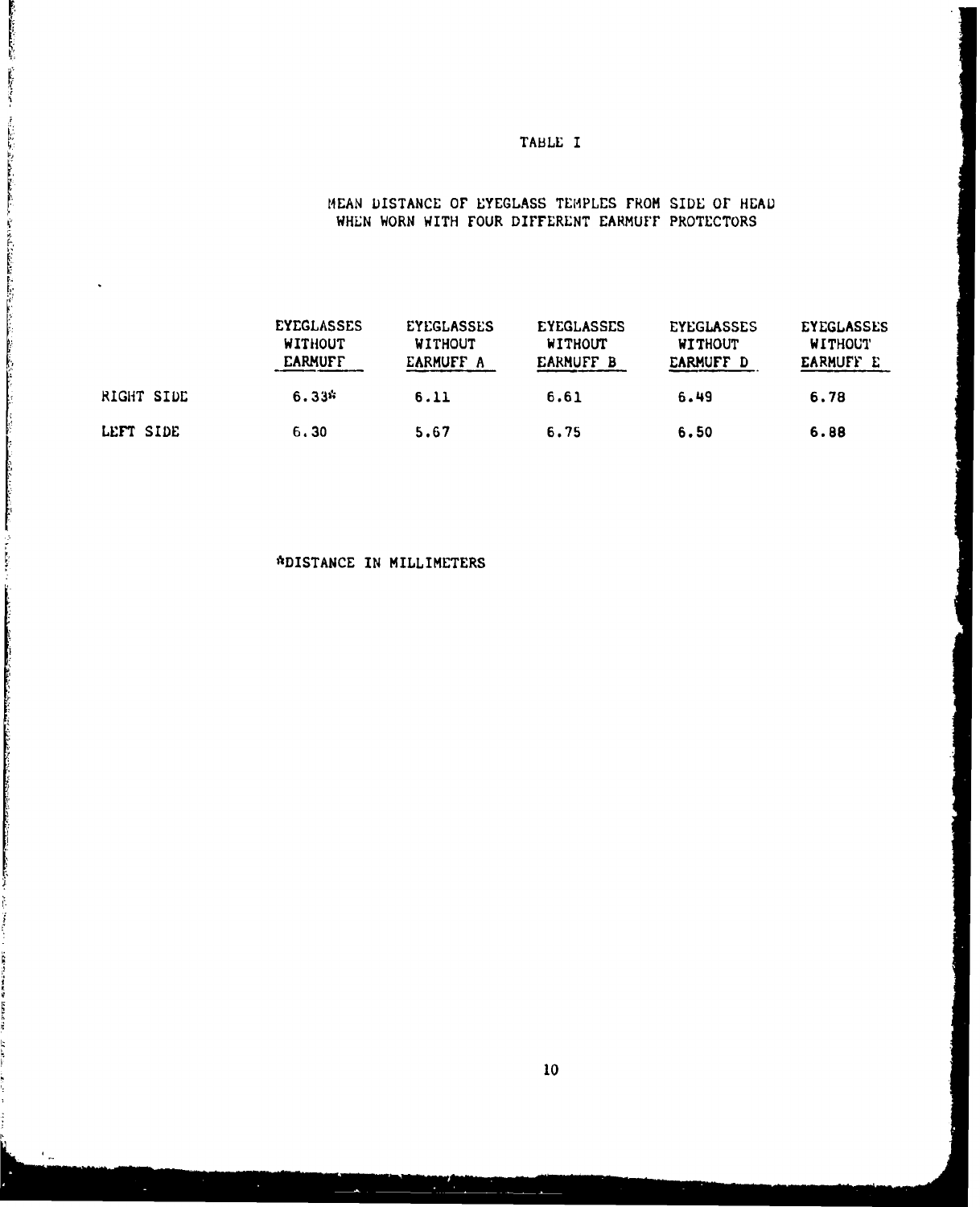TABLE I

MEAN DISTANCE OF EYEGLASS TEMPLES FROM SIDE OF HEAD WHEN WORN WITH FOUR DIFFERENT EARMUFF PROTECTORS

| | EYEGLASSES WITHOUT EARMUFF | EYEGLASSES WITHOUT EARMUFF A | EYEGLASSES WITHOUT EARMUFF B | EYEGLASSES WITHOUT EARMUFF D | EYEGLASSES WITHOUT EARMUFF E |
|---|---|---|---|---|---|
| RIGHT SIDE | 6.33* | 6.11 | 6.61 | 6.49 | 6.78 |
| LEFT SIDE | 6.30 | 5.67 | 6.75 | 6.50 | 6.88 |

*DISTANCE IN MILLIMETERS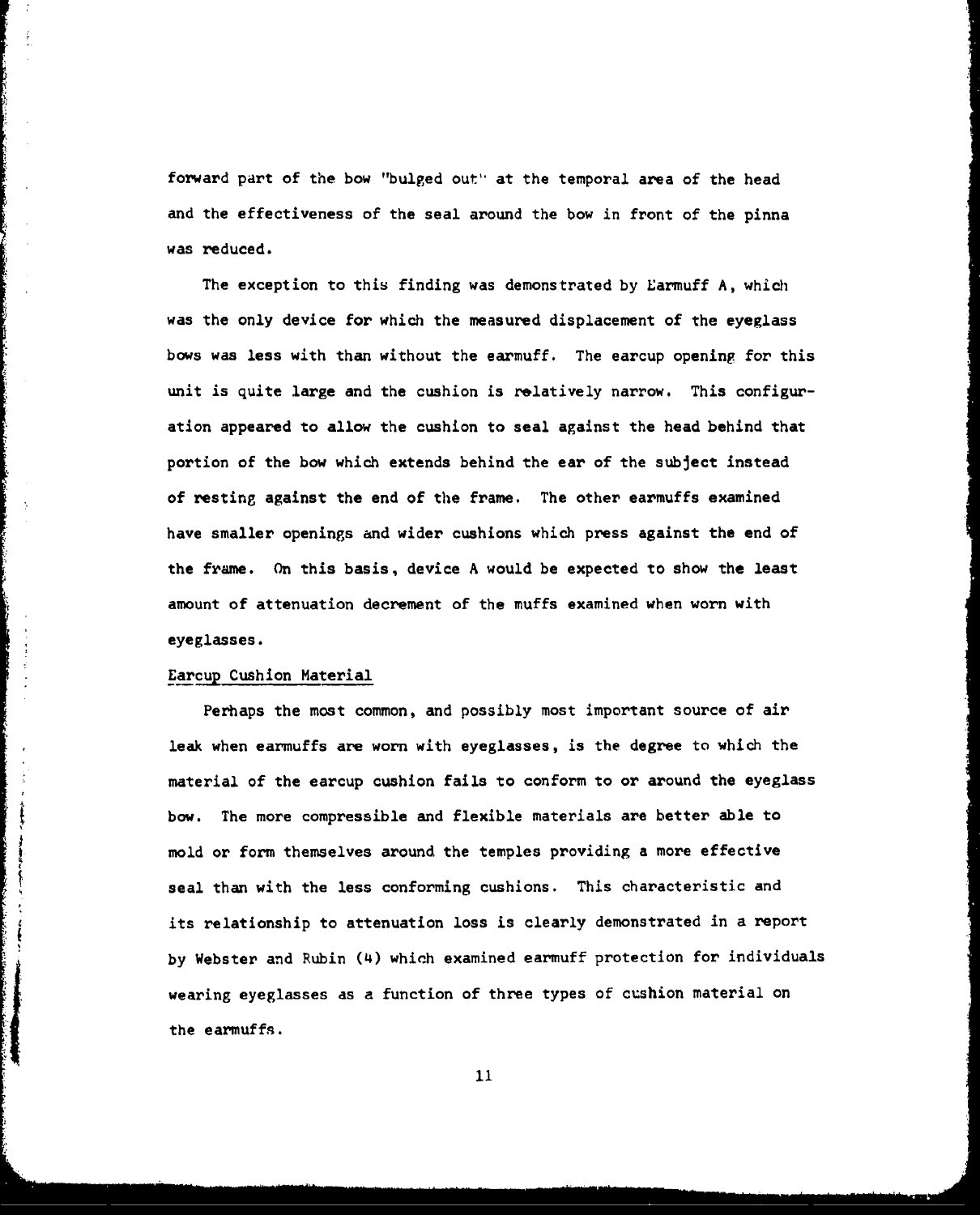forward part of the bow "bulged out" at the temporal area of the head and the effectiveness of the seal around the bow in front of the pinna was reduced.

The exception to this finding was demonstrated by Earmuff A, which was the only device for which the measured displacement of the eyeglass bows was less with than without the earmuff. The earcup opening for this unit is quite large and the cushion is relatively narrow. This configuration appeared to allow the cushion to seal against the head behind that portion of the bow which extends behind the ear of the subject instead of resting against the end of the frame. The other earmuffs examined have smaller openings and wider cushions which press against the end of the frame. On this basis, device A would be expected to show the least amount of attenuation decrement of the muffs examined when worn with eyeglasses.

<u>Earcup Cushion Material</u>

Perhaps the most common, and possibly most important source of air leak when earmuffs are worn with eyeglasses, is the degree to which the material of the earcup cushion fails to conform to or around the eyeglass bow. The more compressible and flexible materials are better able to mold or form themselves around the temples providing a more effective seal than with the less conforming cushions. This characteristic and its relationship to attenuation loss is clearly demonstrated in a report by Webster and Rubin (4) which examined earmuff protection for individuals wearing eyeglasses as a function of three types of cushion material on the earmuffs.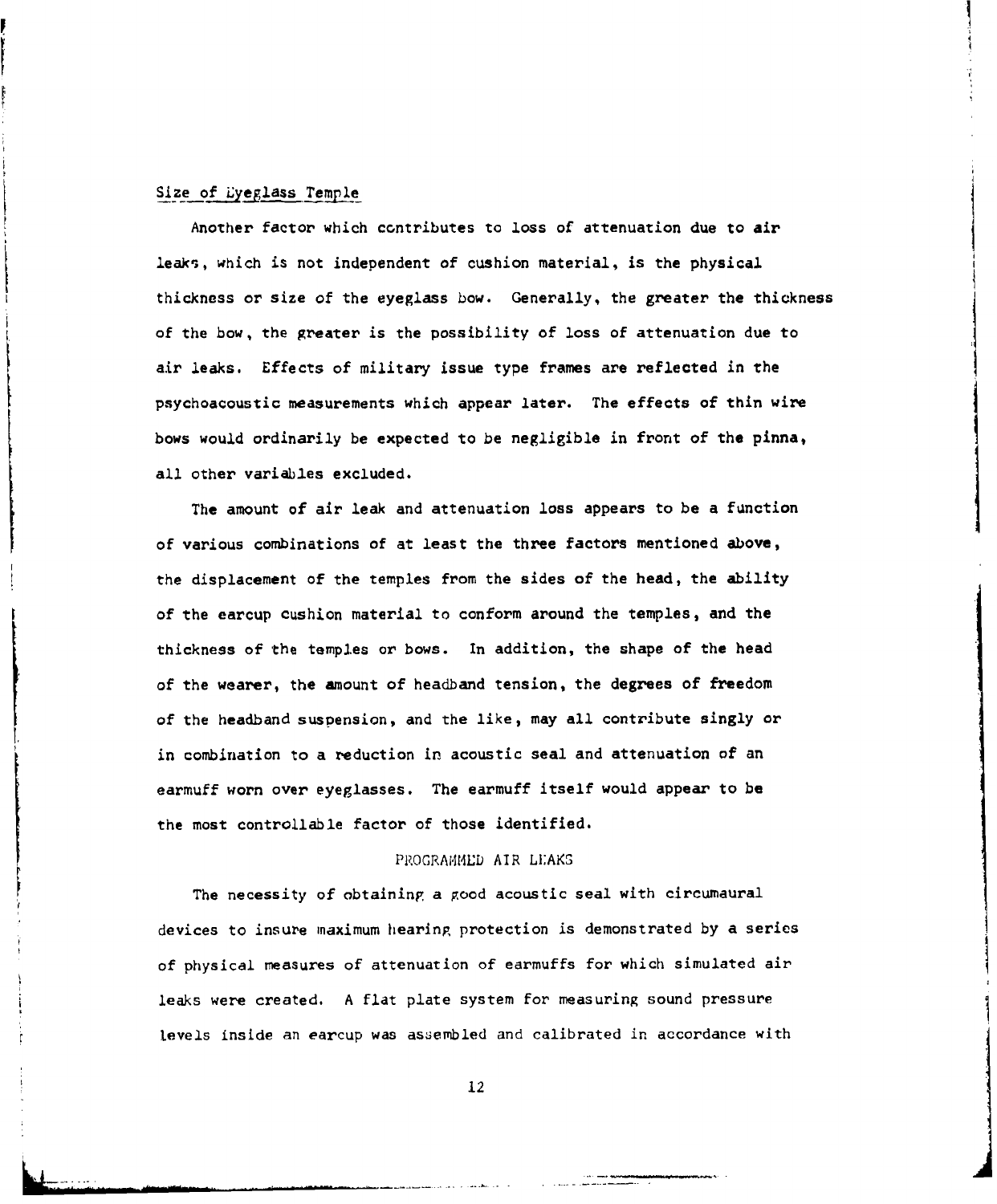### Size of Eyeglass Temple

Another factor which contributes to loss of attenuation due to air leaks, which is not independent of cushion material, is the physical thickness or size of the eyeglass bow. Generally, the greater the thickness of the bow, the greater is the possibility of loss of attenuation due to air leaks. Effects of military issue type frames are reflected in the psychoacoustic measurements which appear later. The effects of thin wire bows would ordinarily be expected to be negligible in front of the pinna, all other variables excluded.

The amount of air leak and attenuation loss appears to be a function of various combinations of at least the three factors mentioned above, the displacement of the temples from the sides of the head, the ability of the earcup cushion material to conform around the temples, and the thickness of the temples or bows. In addition, the shape of the head of the wearer, the amount of headband tension, the degrees of freedom of the headband suspension, and the like, may all contribute singly or in combination to a reduction in acoustic seal and attenuation of an earmuff worn over eyeglasses. The earmuff itself would appear to be the most controllable factor of those identified.

## PROGRAMMED AIR LEAKS

The necessity of obtaining a good acoustic seal with circumaural devices to insure maximum hearing protection is demonstrated by a series of physical measures of attenuation of earmuffs for which simulated air leaks were created. A flat plate system for measuring sound pressure levels inside an earcup was assembled and calibrated in accordance with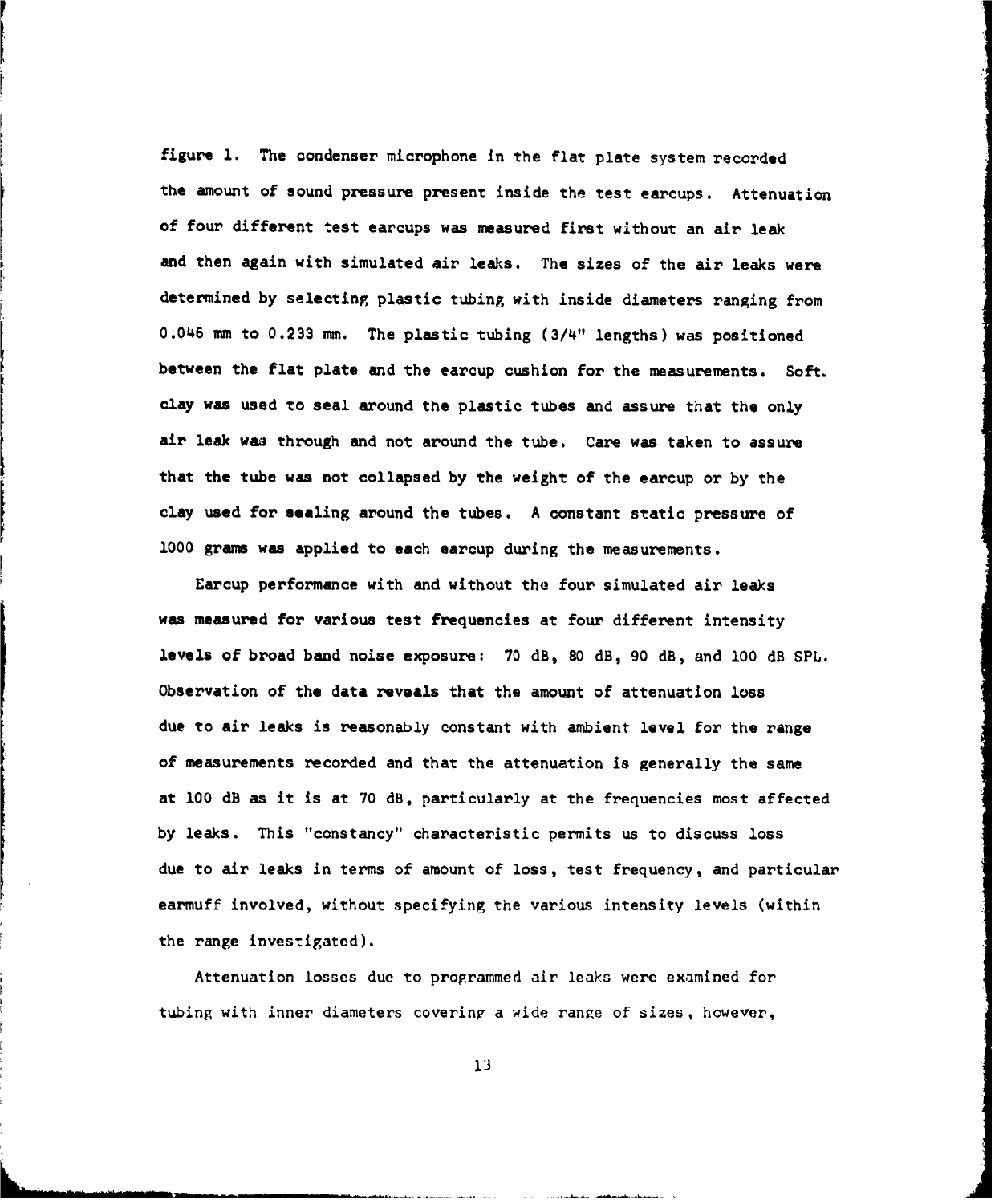figure 1. The condenser microphone in the flat plate system recorded the amount of sound pressure present inside the test earcups. Attenuation of four different test earcups was measured first without an air leak and then again with simulated air leaks. The sizes of the air leaks were determined by selecting plastic tubing with inside diameters ranging from 0.046 mm to 0.233 mm. The plastic tubing (3/4" lengths) was positioned between the flat plate and the earcup cushion for the measurements. Soft clay was used to seal around the plastic tubes and assure that the only air leak was through and not around the tube. Care was taken to assure that the tube was not collapsed by the weight of the earcup or by the clay used for sealing around the tubes. A constant static pressure of 1000 grams was applied to each earcup during the measurements.

Earcup performance with and without the four simulated air leaks was measured for various test frequencies at four different intensity levels of broad band noise exposure: 70 dB, 80 dB, 90 dB, and 100 dB SPL. Observation of the data reveals that the amount of attenuation loss due to air leaks is reasonably constant with ambient level for the range of measurements recorded and that the attenuation is generally the same at 100 dB as it is at 70 dB, particularly at the frequencies most affected by leaks. This "constancy" characteristic permits us to discuss loss due to air leaks in terms of amount of loss, test frequency, and particular earmuff involved, without specifying the various intensity levels (within the range investigated).

Attenuation losses due to programmed air leaks were examined for tubing with inner diameters covering a wide range of sizes, however,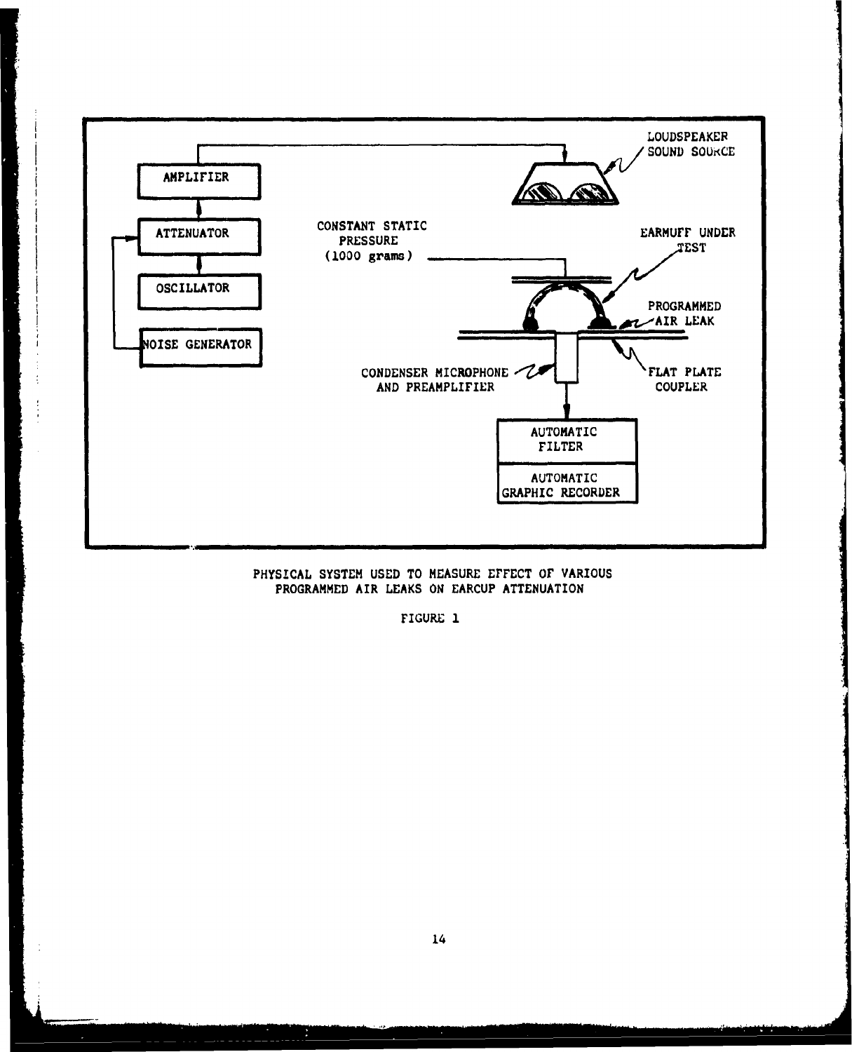AMPLIFIER

ATTENUATOR

OSCILLATOR

NOISE GENERATOR

LOUDSPEAKER SOUND SOURCE

CONSTANT STATIC PRESSURE (1000 grams)

EARMUFF UNDER TEST

PROGRAMMED AIR LEAK

CONDENSER MICROPHONE AND PREAMPLIFIER

FLAT PLATE COUPLER

AUTOMATIC FILTER

AUTOMATIC GRAPHIC RECORDER

PHYSICAL SYSTEM USED TO MEASURE EFFECT OF VARIOUS PROGRAMMED AIR LEAKS ON EARCUP ATTENUATION

FIGURE 1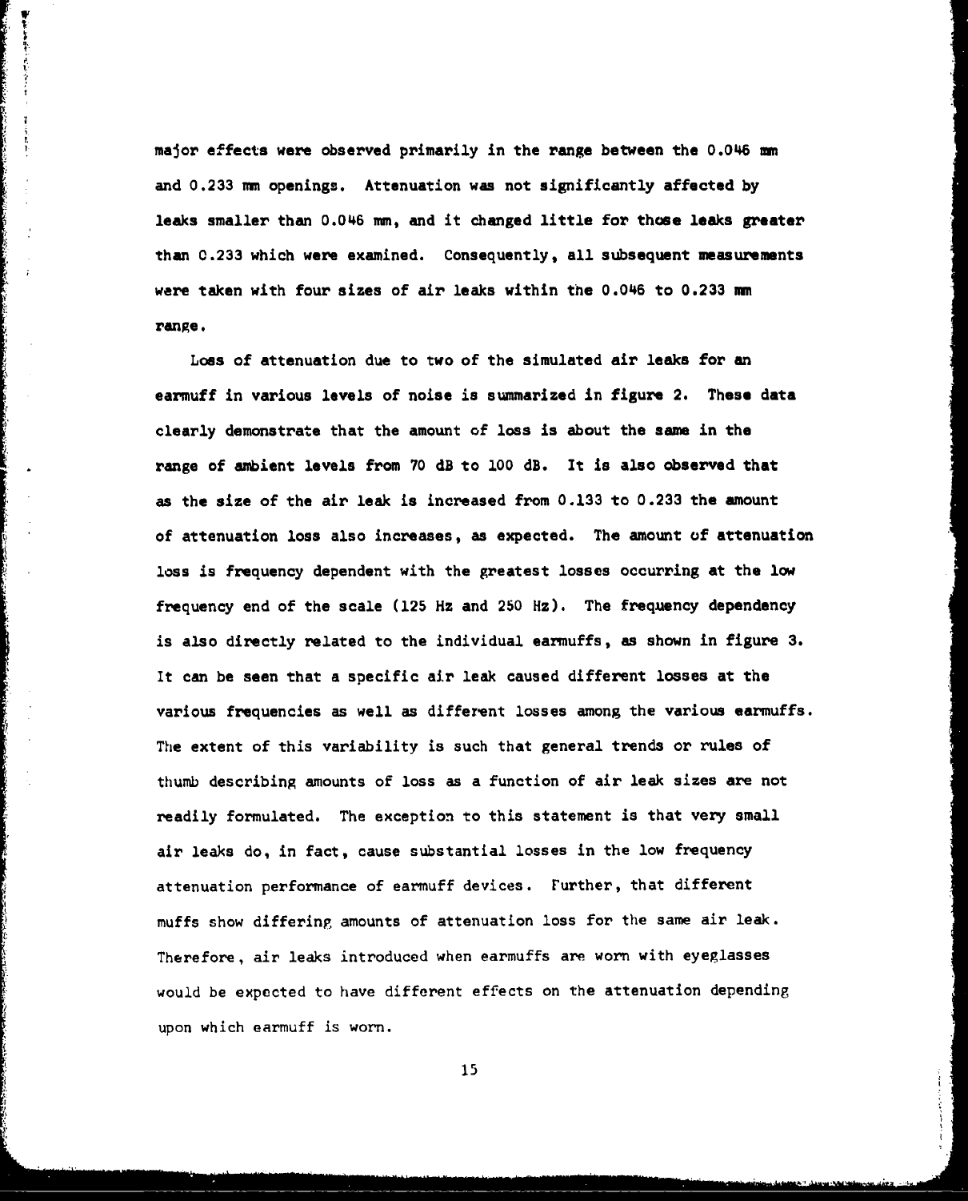major effects were observed primarily in the range between the 0.046 mm and 0.233 mm openings. Attenuation was not significantly affected by leaks smaller than 0.046 mm, and it changed little for those leaks greater than 0.233 which were examined. Consequently, all subsequent measurements were taken with four sizes of air leaks within the 0.046 to 0.233 mm range.

Loss of attenuation due to two of the simulated air leaks for an earmuff in various levels of noise is summarized in figure 2. These data clearly demonstrate that the amount of loss is about the same in the range of ambient levels from 70 dB to 100 dB. It is also observed that as the size of the air leak is increased from 0.133 to 0.233 the amount of attenuation loss also increases, as expected. The amount of attenuation loss is frequency dependent with the greatest losses occurring at the low frequency end of the scale (125 Hz and 250 Hz). The frequency dependency is also directly related to the individual earmuffs, as shown in figure 3. It can be seen that a specific air leak caused different losses at the various frequencies as well as different losses among the various earmuffs. The extent of this variability is such that general trends or rules of thumb describing amounts of loss as a function of air leak sizes are not readily formulated. The exception to this statement is that very small air leaks do, in fact, cause substantial losses in the low frequency attenuation performance of earmuff devices. Further, that different muffs show differing amounts of attenuation loss for the same air leak. Therefore, air leaks introduced when earmuffs are worn with eyeglasses would be expected to have different effects on the attenuation depending upon which earmuff is worn.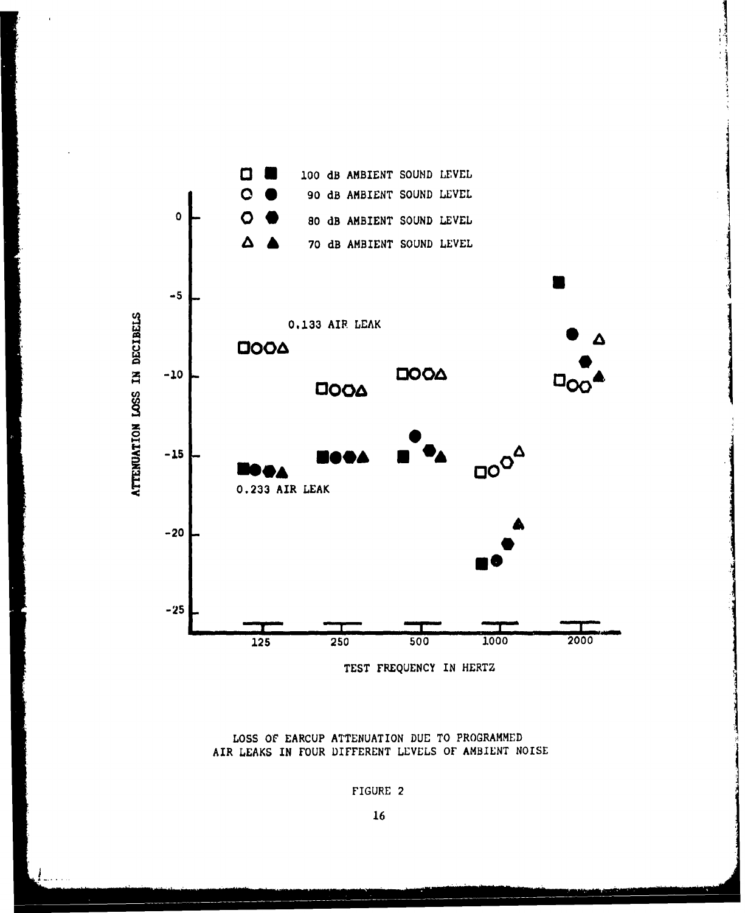□ ■ 100 dB AMBIENT SOUND LEVEL
○ ● 90 dB AMBIENT SOUND LEVEL
⬡ ⬢ 80 dB AMBIENT SOUND LEVEL
△ ▲ 70 dB AMBIENT SOUND LEVEL

0.133 AIR LEAK

0.233 AIR LEAK

ATTENUATION LOSS IN DECIBELS

TEST FREQUENCY IN HERTZ

LOSS OF EARCUP ATTENUATION DUE TO PROGRAMMED AIR LEAKS IN FOUR DIFFERENT LEVELS OF AMBIENT NOISE

FIGURE 2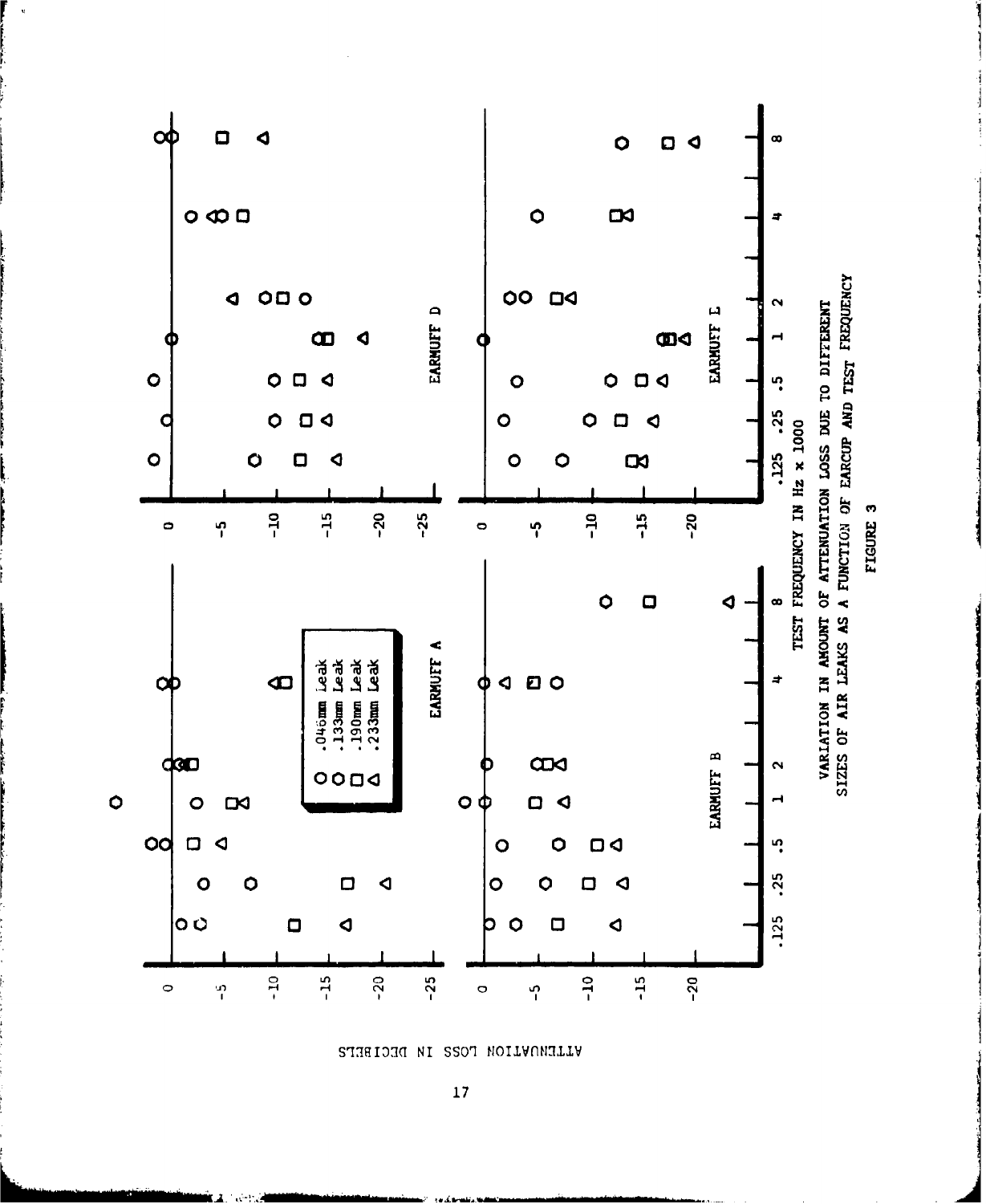ATTENUATION LOSS IN DECIBELS

EARMUFF A

EARMUFF B

EARMUFF D

EARMUFF L

○ .046mm Leak
○ .133mm Leak
□ .190mm Leak
△ .233mm Leak

TEST FREQUENCY IN Hz x 1000

VARIATION IN AMOUNT OF ATTENUATION LOSS DUE TO DIFFERENT SIZES OF AIR LEAKS AS A FUNCTION OF EARCUP AND TEST FREQUENCY

FIGURE 3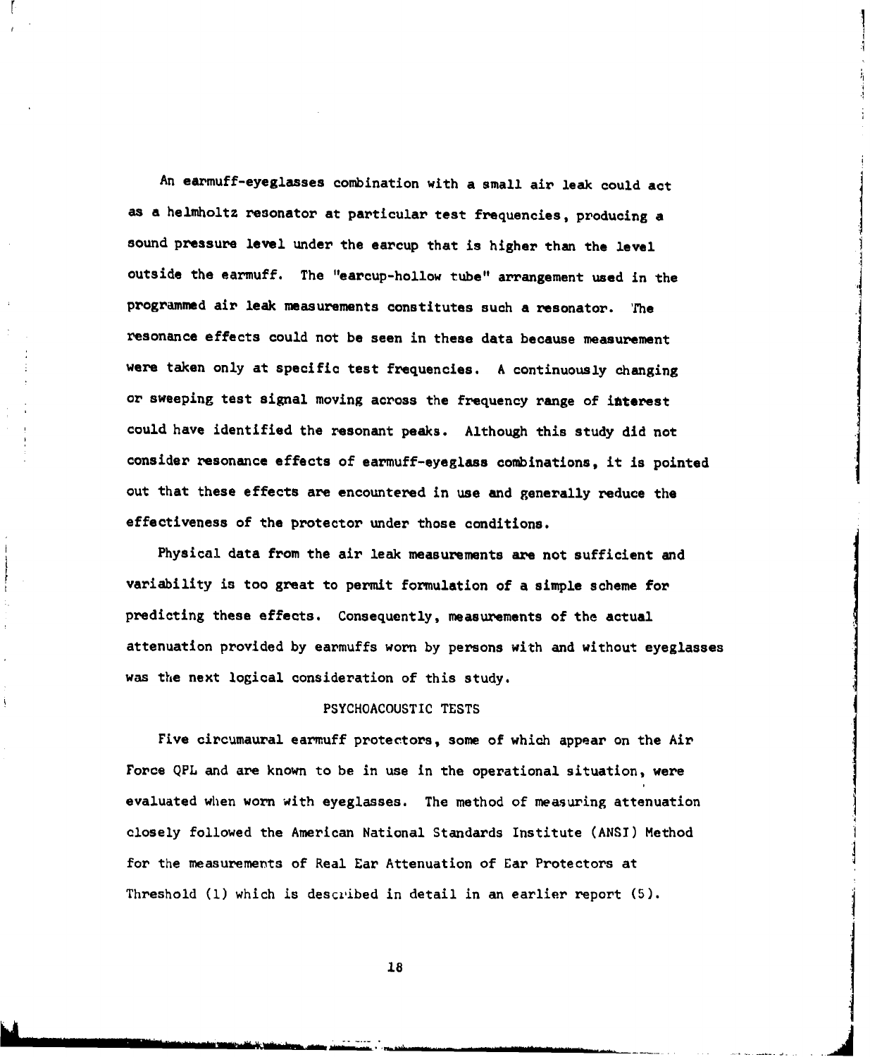An earmuff-eyeglasses combination with a small air leak could act as a helmholtz resonator at particular test frequencies, producing a sound pressure level under the earcup that is higher than the level outside the earmuff. The "earcup-hollow tube" arrangement used in the programmed air leak measurements constitutes such a resonator. The resonance effects could not be seen in these data because measurement were taken only at specific test frequencies. A continuously changing or sweeping test signal moving across the frequency range of interest could have identified the resonant peaks. Although this study did not consider resonance effects of earmuff-eyeglass combinations, it is pointed out that these effects are encountered in use and generally reduce the effectiveness of the protector under those conditions.

Physical data from the air leak measurements are not sufficient and variability is too great to permit formulation of a simple scheme for predicting these effects. Consequently, measurements of the actual attenuation provided by earmuffs worn by persons with and without eyeglasses was the next logical consideration of this study.

## PSYCHOACOUSTIC TESTS

Five circumaural earmuff protectors, some of which appear on the Air Force QPL and are known to be in use in the operational situation, were evaluated when worn with eyeglasses. The method of measuring attenuation closely followed the American National Standards Institute (ANSI) Method for the measurements of Real Ear Attenuation of Ear Protectors at Threshold (1) which is described in detail in an earlier report (5).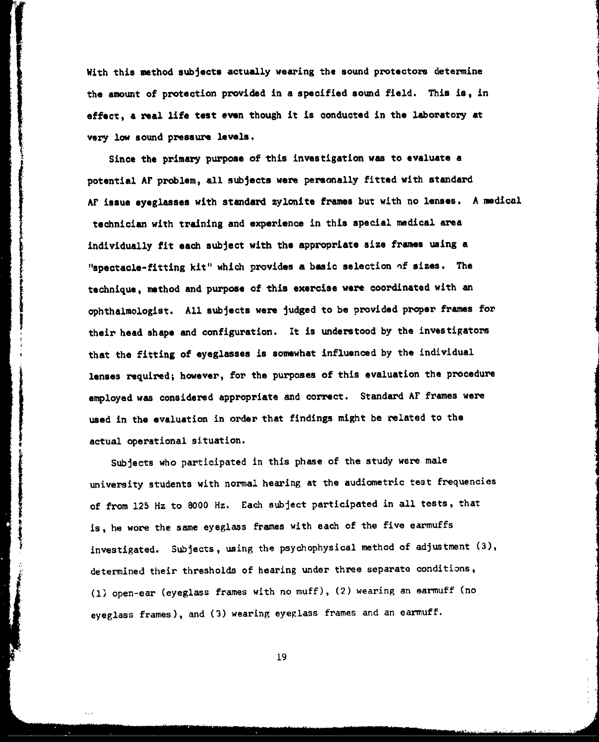With this method subjects actually wearing the sound protectors determine the amount of protection provided in a specified sound field. This is, in effect, a real life test even though it is conducted in the laboratory at very low sound pressure levels.

Since the primary purpose of this investigation was to evaluate a potential AF problem, all subjects were personally fitted with standard AF issue eyeglasses with standard zylonite frames but with no lenses. A medical technician with training and experience in this special medical area individually fit each subject with the appropriate size frames using a "spectacle-fitting kit" which provides a basic selection of sizes. The technique, method and purpose of this exercise were coordinated with an ophthalmologist. All subjects were judged to be provided proper frames for their head shape and configuration. It is understood by the investigators that the fitting of eyeglasses is somewhat influenced by the individual lenses required; however, for the purposes of this evaluation the procedure employed was considered appropriate and correct. Standard AF frames were used in the evaluation in order that findings might be related to the actual operational situation.

Subjects who participated in this phase of the study were male university students with normal hearing at the audiometric test frequencies of from 125 Hz to 8000 Hz. Each subject participated in all tests, that is, he wore the same eyeglass frames with each of the five earmuffs investigated. Subjects, using the psychophysical method of adjustment (3), determined their thresholds of hearing under three separate conditions, (1) open-ear (eyeglass frames with no muff), (2) wearing an earmuff (no eyeglass frames), and (3) wearing eyeglass frames and an earmuff.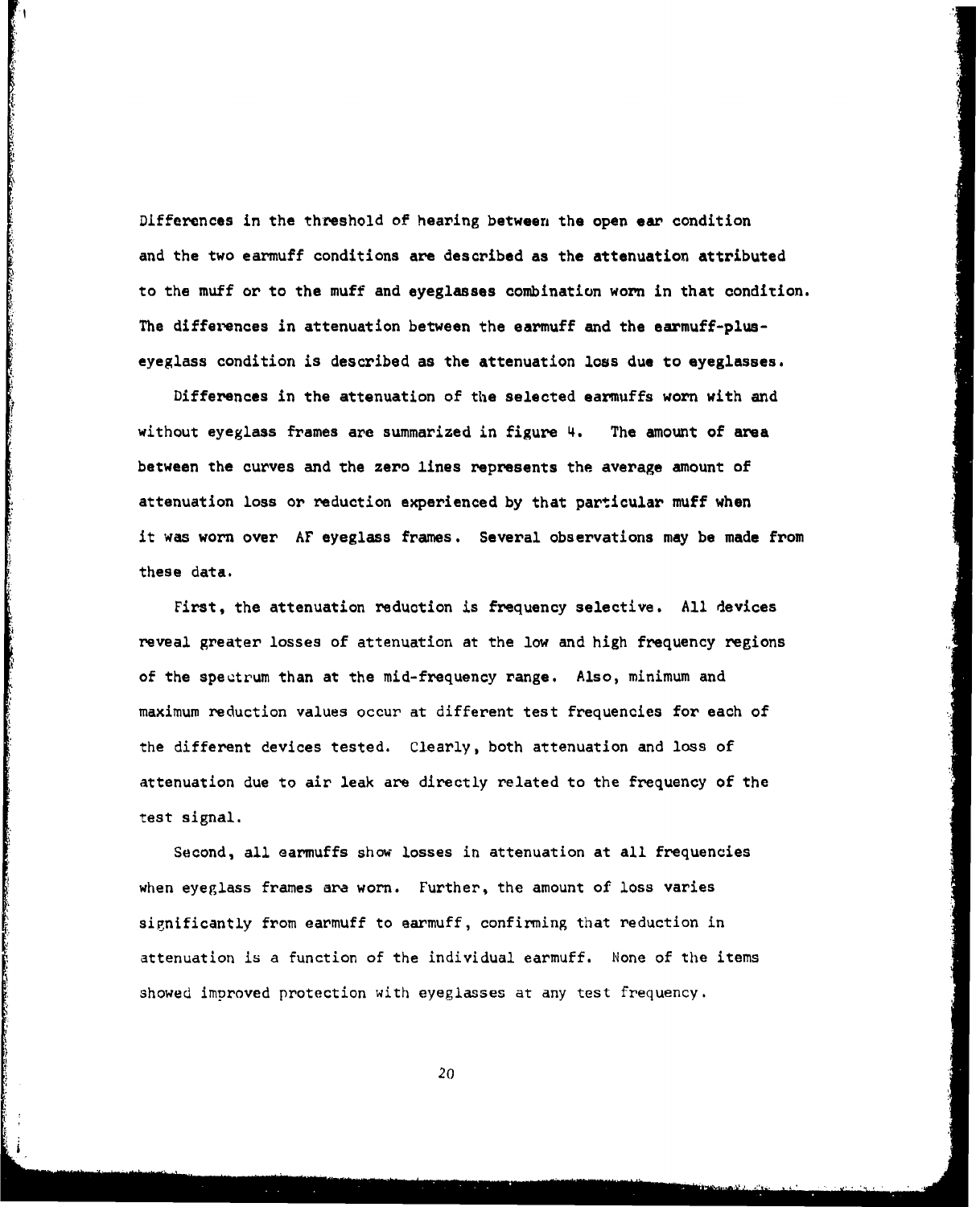Differences in the threshold of hearing between the open ear condition and the two earmuff conditions are described as the attenuation attributed to the muff or to the muff and eyeglasses combination worn in that condition. The differences in attenuation between the earmuff and the earmuff-plus-eyeglass condition is described as the attenuation loss due to eyeglasses.

Differences in the attenuation of the selected earmuffs worn with and without eyeglass frames are summarized in figure 4. The amount of area between the curves and the zero lines represents the average amount of attenuation loss or reduction experienced by that particular muff when it was worn over AF eyeglass frames. Several observations may be made from these data.

First, the attenuation reduction is frequency selective. All devices reveal greater losses of attenuation at the low and high frequency regions of the spectrum than at the mid-frequency range. Also, minimum and maximum reduction values occur at different test frequencies for each of the different devices tested. Clearly, both attenuation and loss of attenuation due to air leak are directly related to the frequency of the test signal.

Second, all earmuffs show losses in attenuation at all frequencies when eyeglass frames are worn. Further, the amount of loss varies significantly from earmuff to earmuff, confirming that reduction in attenuation is a function of the individual earmuff. None of the items showed improved protection with eyeglasses at any test frequency.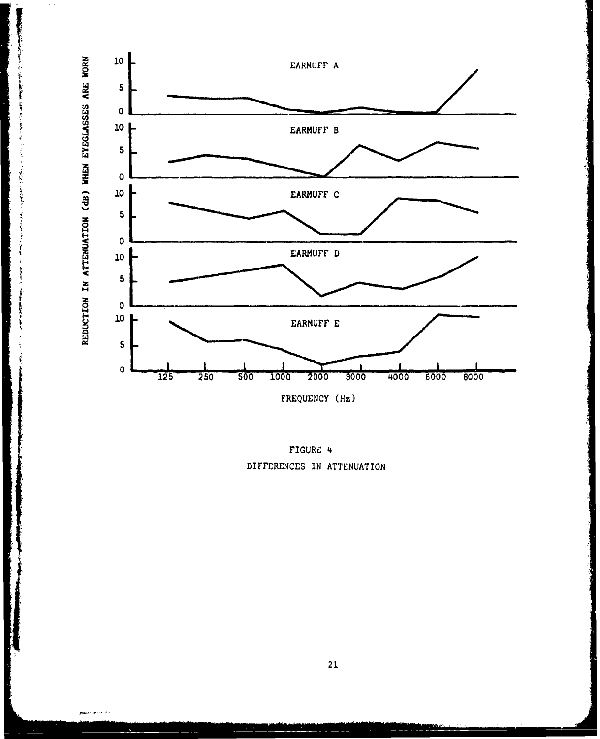FIGURE 4

DIFFERENCES IN ATTENUATION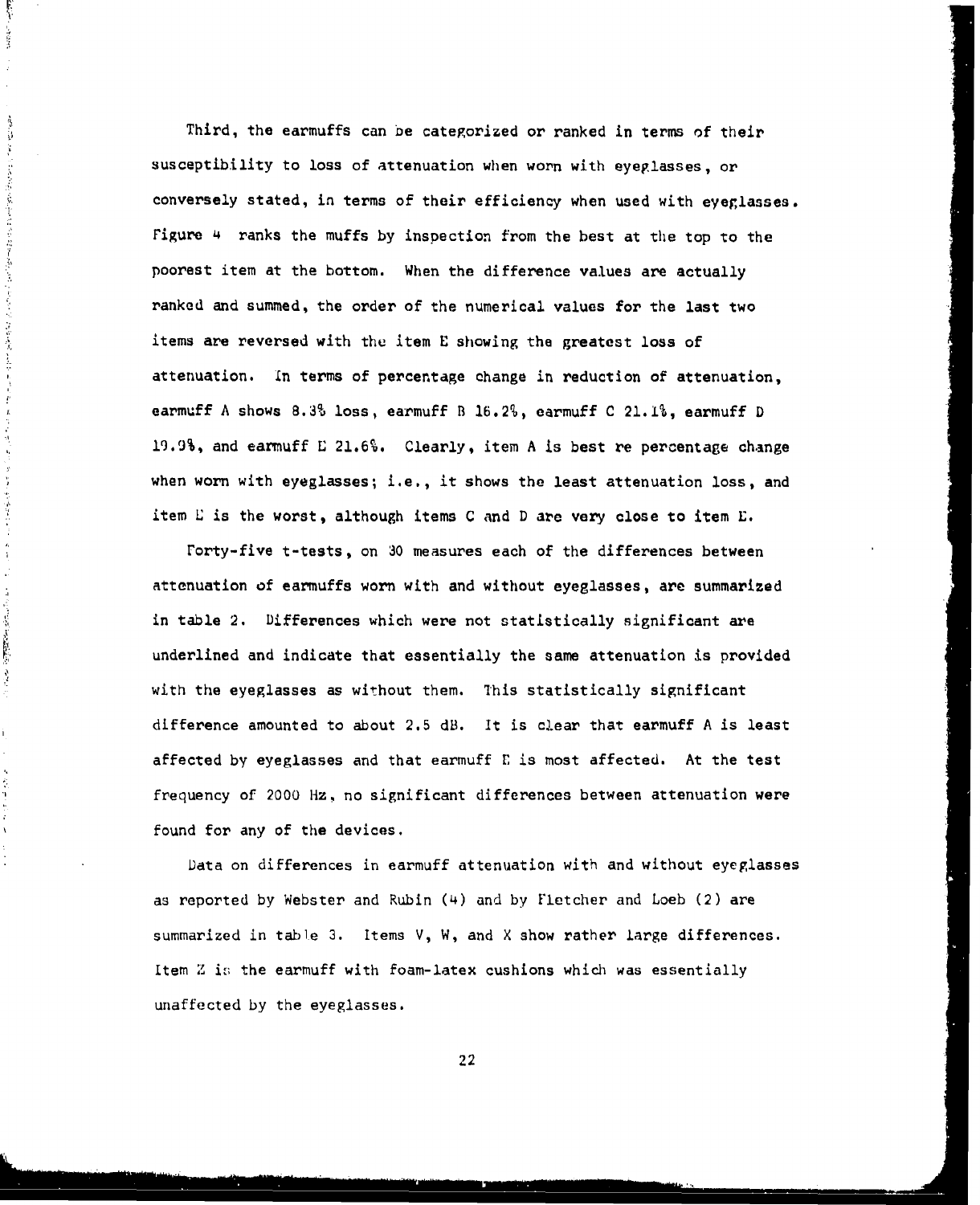Third, the earmuffs can be categorized or ranked in terms of their susceptibility to loss of attenuation when worn with eyeglasses, or conversely stated, in terms of their efficiency when used with eyeglasses. Figure 4 ranks the muffs by inspection from the best at the top to the poorest item at the bottom. When the difference values are actually ranked and summed, the order of the numerical values for the last two items are reversed with the item E showing the greatest loss of attenuation. In terms of percentage change in reduction of attenuation, earmuff A shows 8.3% loss, earmuff B 16.2%, earmuff C 21.1%, earmuff D 19.9%, and earmuff E 21.6%. Clearly, item A is best re percentage change when worn with eyeglasses; i.e., it shows the least attenuation loss, and item E is the worst, although items C and D are very close to item E.

Forty-five t-tests, on 30 measures each of the differences between attenuation of earmuffs worn with and without eyeglasses, are summarized in table 2. Differences which were not statistically significant are underlined and indicate that essentially the same attenuation is provided with the eyeglasses as without them. This statistically significant difference amounted to about 2.5 dB. It is clear that earmuff A is least affected by eyeglasses and that earmuff E is most affected. At the test frequency of 2000 Hz, no significant differences between attenuation were found for any of the devices.

Data on differences in earmuff attenuation with and without eyeglasses as reported by Webster and Rubin (4) and by Fletcher and Loeb (2) are summarized in table 3. Items V, W, and X show rather large differences. Item Z is the earmuff with foam-latex cushions which was essentially unaffected by the eyeglasses.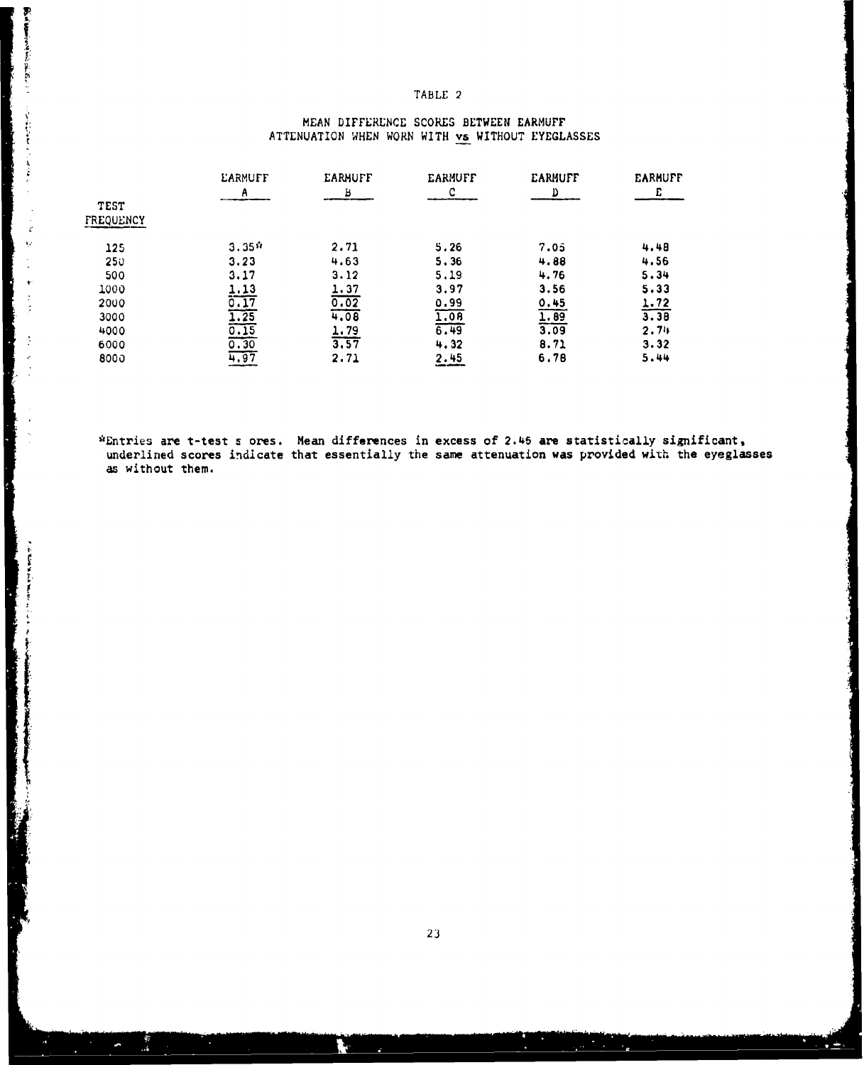TABLE 2

MEAN DIFFERENCE SCORES BETWEEN EARMUFF ATTENUATION WHEN WORN WITH *vs* WITHOUT EYEGLASSES

| TEST FREQUENCY | EARMUFF A | EARMUFF B | EARMUFF C | EARMUFF D | EARMUFF E |
|---|---|---|---|---|---|
| 125 | 3.35* | 2.71 | 5.26 | 7.05 | 4.48 |
| 250 | 3.23 | 4.63 | 5.36 | 4.88 | 4.56 |
| 500 | 3.17 | 3.12 | 5.19 | 4.76 | 5.34 |
| 1000 | <u>1.13</u> | <u>1.37</u> | 3.97 | 3.56 | 5.33 |
| 2000 | <u>0.17</u> | <u>0.02</u> | <u>0.99</u> | <u>0.45</u> | <u>1.72</u> |
| 3000 | <u>1.25</u> | 4.08 | <u>1.08</u> | <u>1.89</u> | 3.38 |
| 4000 | <u>0.15</u> | <u>1.79</u> | 6.49 | 3.09 | 2.74 |
| 6000 | <u>0.30</u> | 3.57 | 4.32 | 8.71 | 3.32 |
| 8000 | 4.97 | 2.71 | <u>2.45</u> | 6.78 | 5.44 |

*Entries are t-test s ores. Mean differences in excess of 2.46 are statistically significant, underlined scores indicate that essentially the same attenuation was provided with the eyeglasses as without them.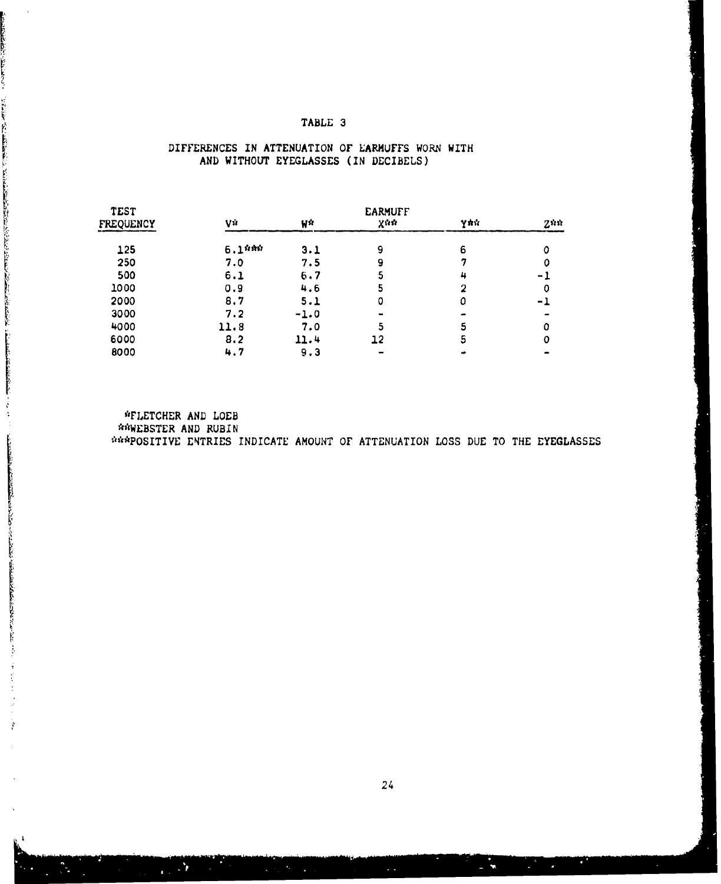# TABLE 3

## DIFFERENCES IN ATTENUATION OF EARMUFFS WORN WITH AND WITHOUT EYEGLASSES (IN DECIBELS)

| TEST FREQUENCY | EARMUFF V* | W* | X** | Y** | Z** |
|---|---|---|---|---|---|
| 125 | 6.1*** | 3.1 | 9 | 6 | 0 |
| 250 | 7.0 | 7.5 | 9 | 7 | 0 |
| 500 | 6.1 | 6.7 | 5 | 4 | -1 |
| 1000 | 0.9 | 4.6 | 5 | 2 | 0 |
| 2000 | 8.7 | 5.1 | 0 | 0 | -1 |
| 3000 | 7.2 | -1.0 | - | - | - |
| 4000 | 11.8 | 7.0 | 5 | 5 | 0 |
| 6000 | 8.2 | 11.4 | 12 | 5 | 0 |
| 8000 | 4.7 | 9.3 | - | - | - |

*FLETCHER AND LOEB
**WEBSTER AND RUBIN
***POSITIVE ENTRIES INDICATE AMOUNT OF ATTENUATION LOSS DUE TO THE EYEGLASSES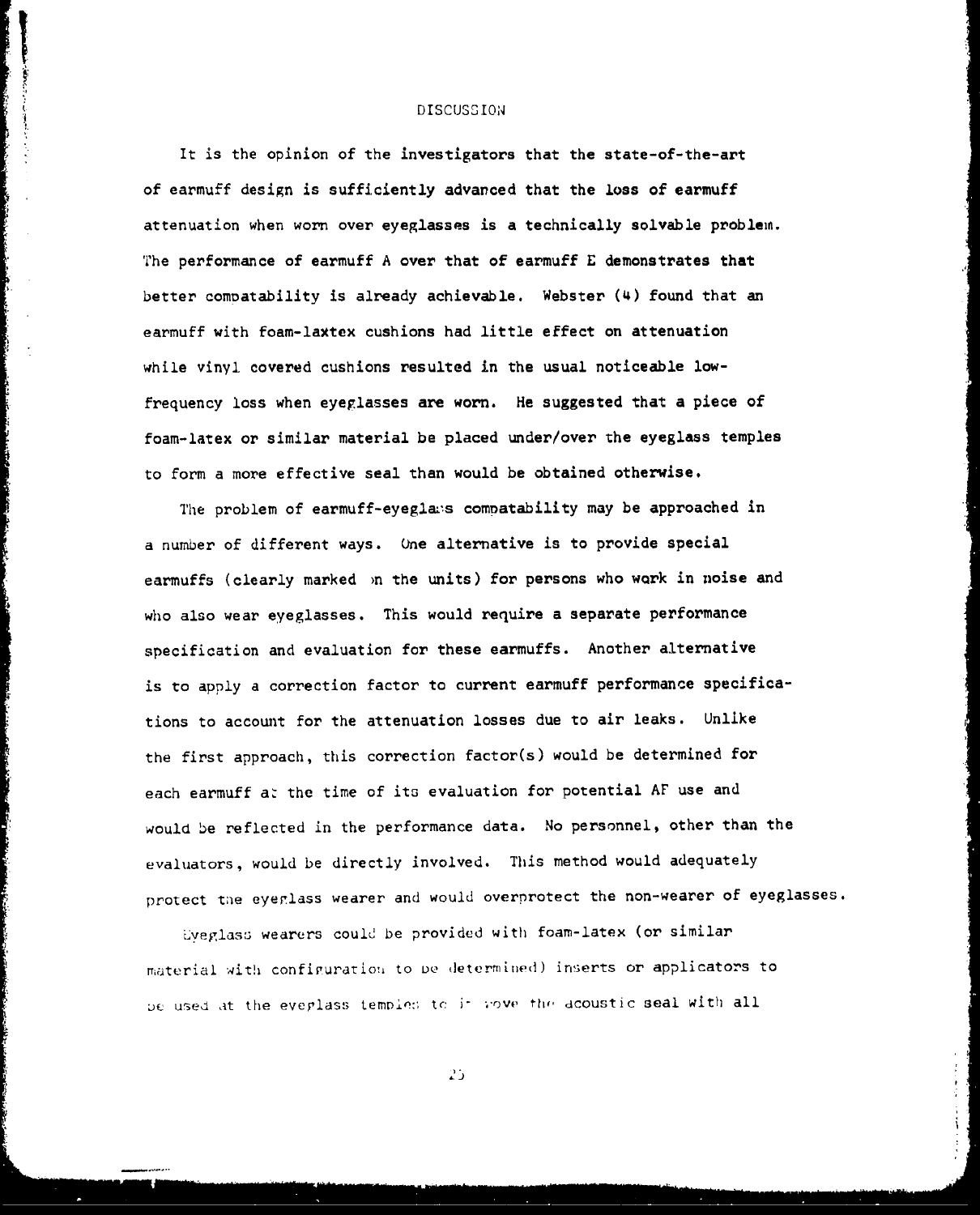## DISCUSSION

It is the opinion of the investigators that the state-of-the-art of earmuff design is sufficiently advanced that the loss of earmuff attenuation when worn over eyeglasses is a technically solvable problem. The performance of earmuff A over that of earmuff E demonstrates that better compatability is already achievable. Webster (4) found that an earmuff with foam-laxtex cushions had little effect on attenuation while vinyl covered cushions resulted in the usual noticeable low-frequency loss when eyeglasses are worn. He suggested that a piece of foam-latex or similar material be placed under/over the eyeglass temples to form a more effective seal than would be obtained otherwise.

The problem of earmuff-eyeglass compatability may be approached in a number of different ways. One alternative is to provide special earmuffs (clearly marked on the units) for persons who work in noise and who also wear eyeglasses. This would require a separate performance specification and evaluation for these earmuffs. Another alternative is to apply a correction factor to current earmuff performance specifications to account for the attenuation losses due to air leaks. Unlike the first approach, this correction factor(s) would be determined for each earmuff at the time of its evaluation for potential AF use and would be reflected in the performance data. No personnel, other than the evaluators, would be directly involved. This method would adequately protect the eyeglass wearer and would overprotect the non-wearer of eyeglasses.

Eyeglass wearers could be provided with foam-latex (or similar material with configuration to be determined) inserts or applicators to be used at the eyeglass temples to improve the acoustic seal with all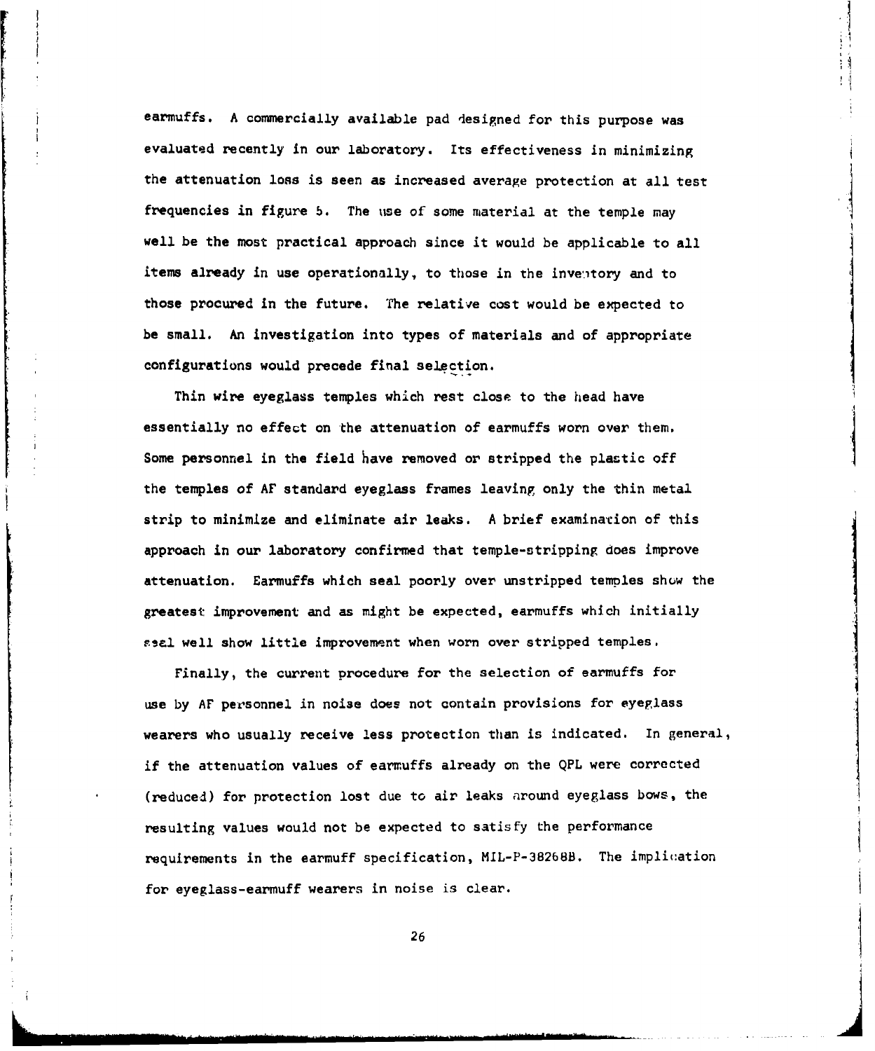earmuffs. A commercially available pad designed for this purpose was evaluated recently in our laboratory. Its effectiveness in minimizing the attenuation loss is seen as increased average protection at all test frequencies in figure 5. The use of some material at the temple may well be the most practical approach since it would be applicable to all items already in use operationally, to those in the inventory and to those procured in the future. The relative cost would be expected to be small. An investigation into types of materials and of appropriate configurations would precede final selection.

Thin wire eyeglass temples which rest close to the head have essentially no effect on the attenuation of earmuffs worn over them. Some personnel in the field have removed or stripped the plastic off the temples of AF standard eyeglass frames leaving only the thin metal strip to minimize and eliminate air leaks. A brief examination of this approach in our laboratory confirmed that temple-stripping does improve attenuation. Earmuffs which seal poorly over unstripped temples show the greatest improvement and as might be expected, earmuffs which initially seal well show little improvement when worn over stripped temples.

Finally, the current procedure for the selection of earmuffs for use by AF personnel in noise does not contain provisions for eyeglass wearers who usually receive less protection than is indicated. In general, if the attenuation values of earmuffs already on the QPL were corrected (reduced) for protection lost due to air leaks around eyeglass bows, the resulting values would not be expected to satisfy the performance requirements in the earmuff specification, MIL-P-38268B. The implication for eyeglass-earmuff wearers in noise is clear.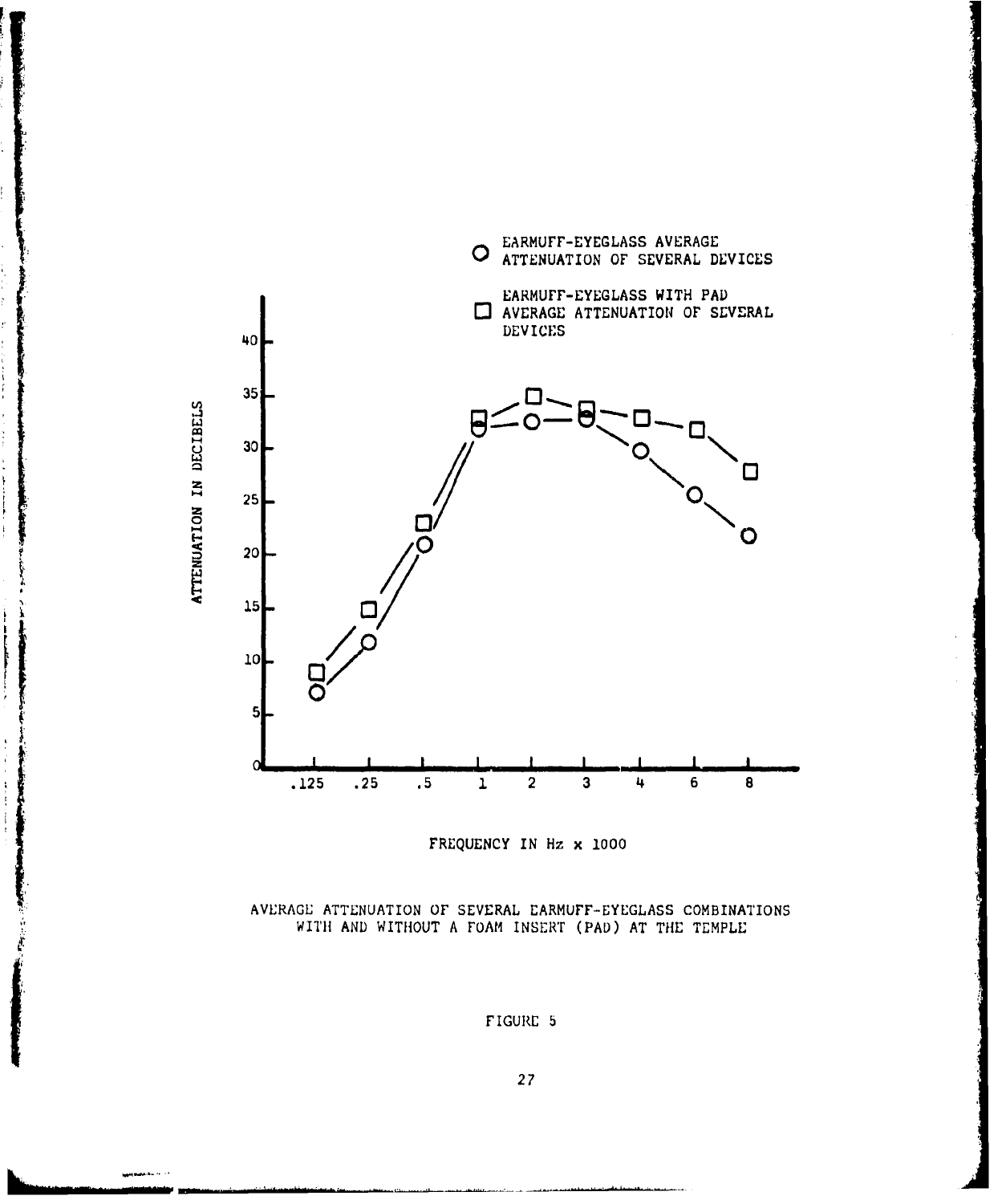AVERAGE ATTENUATION OF SEVERAL EARMUFF-EYEGLASS COMBINATIONS WITH AND WITHOUT A FOAM INSERT (PAD) AT THE TEMPLE

FIGURE 5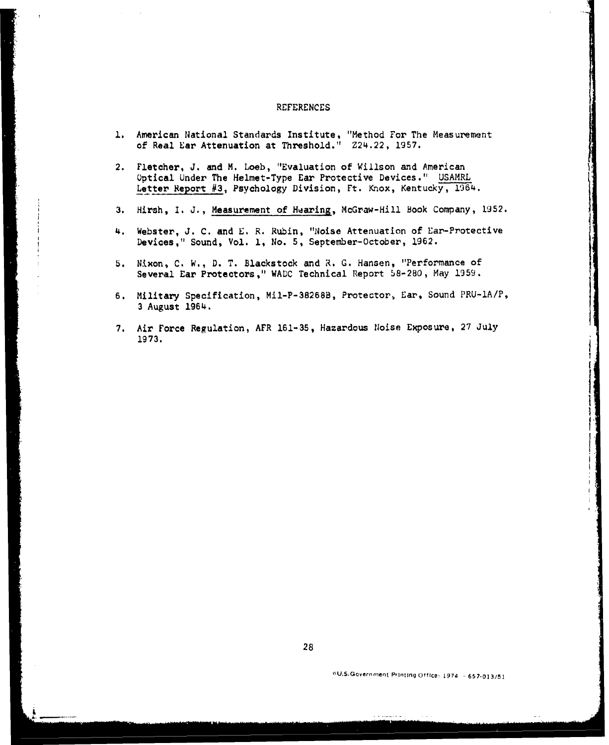# REFERENCES

1. American National Standards Institute, "Method For The Measurement of Real Ear Attenuation at Threshold." Z24.22, 1957.

2. Fletcher, J. and M. Loeb, "Evaluation of Willson and American Optical Under The Helmet-Type Ear Protective Devices." USAMRL Letter Report #3, Psychology Division, Ft. Knox, Kentucky, 1964.

3. Hirsh, I. J., Measurement of Hearing, McGraw-Hill Book Company, 1952.

4. Webster, J. C. and E. R. Rubin, "Noise Attenuation of Ear-Protective Devices," Sound, Vol. 1, No. 5, September-October, 1962.

5. Nixon, C. W., D. T. Blackstock and R. G. Hansen, "Performance of Several Ear Protectors," WADC Technical Report 58-280, May 1959.

6. Military Specification, Mil-P-38268B, Protector, Ear, Sound PRU-1A/P, 3 August 1964.

7. Air Force Regulation, AFR 161-35, Hazardous Noise Exposure, 27 July 1973.

☆U.S. Government Printing Office: 1974 - 657-013/51